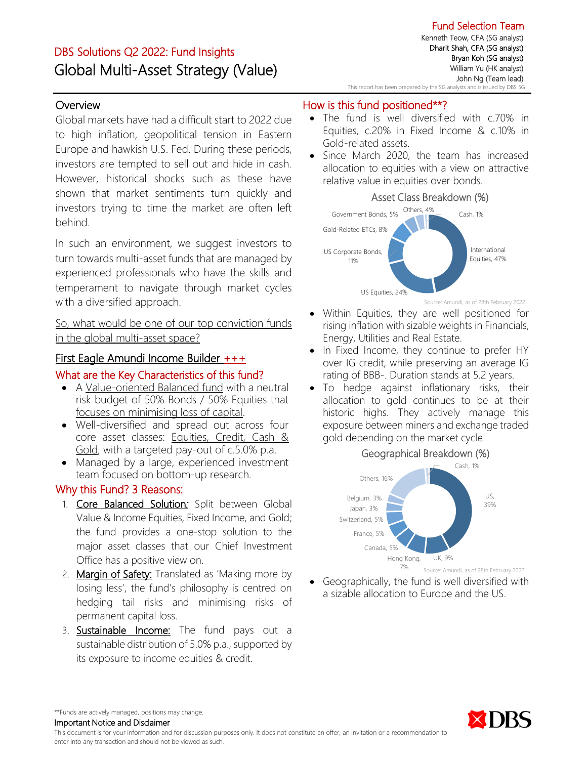**Fund Selection Team**
Kenneth Teow, CFA (SG analyst)
Dharit Shah, CFA (SG analyst)
Bryan Koh (SG analyst)
William Yu (HK analyst)
John Ng (Team lead)
This report has been prepared by the SG analysts and is issued by DBS SG

## DBS Solutions Q2 2022: Fund Insights
# Global Multi-Asset Strategy (Value)

## Overview

Global markets have had a difficult start to 2022 due to high inflation, geopolitical tension in Eastern Europe and hawkish U.S. Fed. During these periods, investors are tempted to sell out and hide in cash. However, historical shocks such as these have shown that market sentiments turn quickly and investors trying to time the market are often left behind.

In such an environment, we suggest investors to turn towards multi-asset funds that are managed by experienced professionals who have the skills and temperament to navigate through market cycles with a diversified approach.

So, what would be one of our top conviction funds in the global multi-asset space?

### First Eagle Amundi Income Builder +++

### What are the Key Characteristics of this fund?

- A Value-oriented Balanced fund with a neutral risk budget of 50% Bonds / 50% Equities that focuses on minimising loss of capital.
- Well-diversified and spread out across four core asset classes: Equities, Credit, Cash & Gold, with a targeted pay-out of c.5.0% p.a.
- Managed by a large, experienced investment team focused on bottom-up research.

### Why this Fund? 3 Reasons:

1. **Core Balanced Solution:** Split between Global Value & Income Equities, Fixed Income, and Gold; the fund provides a one-stop solution to the major asset classes that our Chief Investment Office has a positive view on.
2. **Margin of Safety:** Translated as 'Making more by losing less', the fund's philosophy is centred on hedging tail risks and minimising risks of permanent capital loss.
3. **Sustainable Income:** The fund pays out a sustainable distribution of 5.0% p.a., supported by its exposure to income equities & credit.

### How is this fund positioned**?

- The fund is well diversified with c.70% in Equities, c.20% in Fixed Income & c.10% in Gold-related assets.
- Since March 2020, the team has increased allocation to equities with a view on attractive relative value in equities over bonds.

**Asset Class Breakdown (%)**

| Asset Class | % |
|---|---|
| International Equities | 47% |
| US Equities | 24% |
| US Corporate Bonds | 11% |
| Gold-Related ETCs | 8% |
| Government Bonds | 5% |
| Others | 4% |
| Cash | 1% |

Source: Amundi, as of 28th February 2022

- Within Equities, they are well positioned for rising inflation with sizable weights in Financials, Energy, Utilities and Real Estate.
- In Fixed Income, they continue to prefer HY over IG credit, while preserving an average IG rating of BBB-. Duration stands at 5.2 years.
- To hedge against inflationary risks, their allocation to gold continues to be at their historic highs. They actively manage this exposure between miners and exchange traded gold depending on the market cycle.

**Geographical Breakdown (%)**

| Region | % |
|---|---|
| US | 39% |
| UK | 9% |
| Hong Kong | 7% |
| Canada | 5% |
| France | 5% |
| Switzerland | 5% |
| Japan | 3% |
| Belgium | 3% |
| Others | 16% |
| Cash | 1% |

Source: Amundi, as of 28th February 2022

- Geographically, the fund is well diversified with a sizable allocation to Europe and the US.

**Funds are actively managed, positions may change.

**Important Notice and Disclaimer**
This document is for your information and for discussion purposes only. It does not constitute an offer, an invitation or a recommendation to enter into any transaction and should not be viewed as such.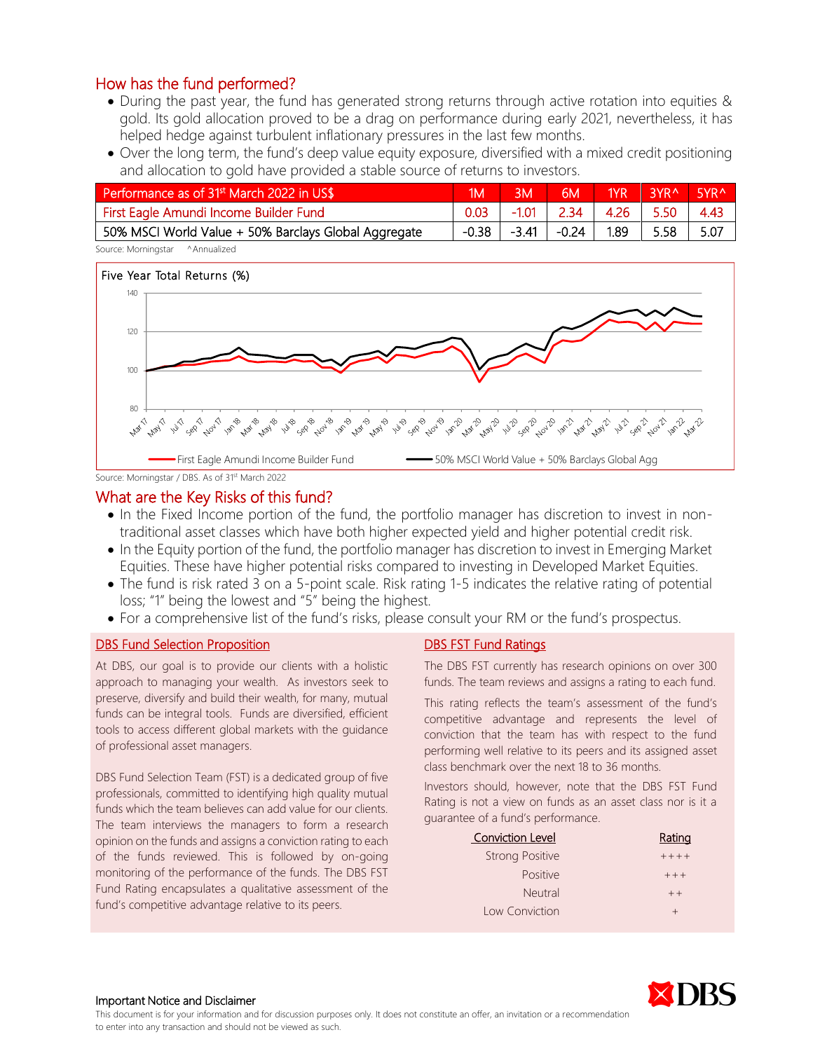## How has the fund performed?

- During the past year, the fund has generated strong returns through active rotation into equities & gold. Its gold allocation proved to be a drag on performance during early 2021, nevertheless, it has helped hedge against turbulent inflationary pressures in the last few months.
- Over the long term, the fund's deep value equity exposure, diversified with a mixed credit positioning and allocation to gold have provided a stable source of returns to investors.

| Performance as of 31st March 2022 in US$ | 1M | 3M | 6M | 1YR | 3YR^ | 5YR^ |
|---|---|---|---|---|---|---|
| First Eagle Amundi Income Builder Fund | 0.03 | -1.01 | 2.34 | 4.26 | 5.50 | 4.43 |
| 50% MSCI World Value + 50% Barclays Global Aggregate | -0.38 | -3.41 | -0.24 | 1.89 | 5.58 | 5.07 |

Source: Morningstar ^Annualized

Five Year Total Returns (%)

Source: Morningstar / DBS. As of 31st March 2022

## What are the Key Risks of this fund?

- In the Fixed Income portion of the fund, the portfolio manager has discretion to invest in non-traditional asset classes which have both higher expected yield and higher potential credit risk.
- In the Equity portion of the fund, the portfolio manager has discretion to invest in Emerging Market Equities. These have higher potential risks compared to investing in Developed Market Equities.
- The fund is risk rated 3 on a 5-point scale. Risk rating 1-5 indicates the relative rating of potential loss; "1" being the lowest and "5" being the highest.
- For a comprehensive list of the fund's risks, please consult your RM or the fund's prospectus.

### DBS Fund Selection Proposition

At DBS, our goal is to provide our clients with a holistic approach to managing your wealth. As investors seek to preserve, diversify and build their wealth, for many, mutual funds can be integral tools. Funds are diversified, efficient tools to access different global markets with the guidance of professional asset managers.

DBS Fund Selection Team (FST) is a dedicated group of five professionals, committed to identifying high quality mutual funds which the team believes can add value for our clients. The team interviews the managers to form a research opinion on the funds and assigns a conviction rating to each of the funds reviewed. This is followed by on-going monitoring of the performance of the funds. The DBS FST Fund Rating encapsulates a qualitative assessment of the fund's competitive advantage relative to its peers.

### DBS FST Fund Ratings

The DBS FST currently has research opinions on over 300 funds. The team reviews and assigns a rating to each fund.

This rating reflects the team's assessment of the fund's competitive advantage and represents the level of conviction that the team has with respect to the fund performing well relative to its peers and its assigned asset class benchmark over the next 18 to 36 months.

Investors should, however, note that the DBS FST Fund Rating is not a view on funds as an asset class nor is it a guarantee of a fund's performance.

| Conviction Level | Rating |
|---|---|
| Strong Positive | ++++ |
| Positive | +++ |
| Neutral | ++ |
| Low Conviction | + |

Important Notice and Disclaimer

This document is for your information and for discussion purposes only. It does not constitute an offer, an invitation or a recommendation to enter into any transaction and should not be viewed as such.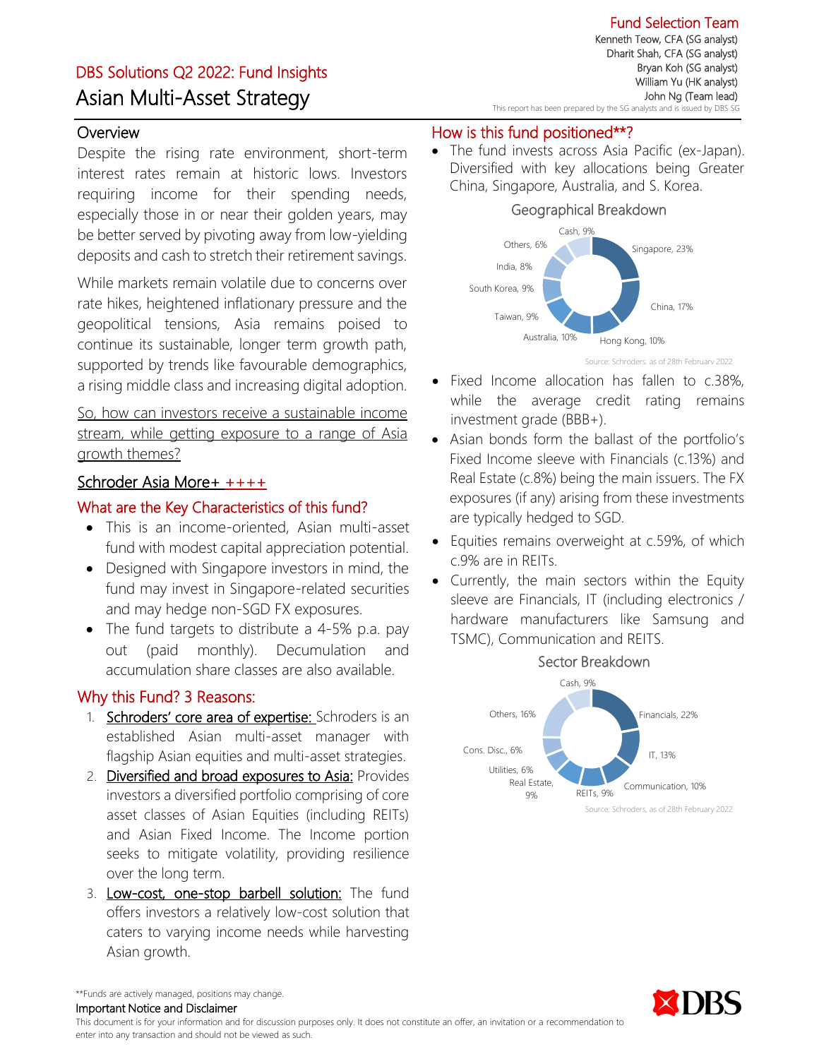Fund Selection Team
Kenneth Teow, CFA (SG analyst)
Dharit Shah, CFA (SG analyst)
Bryan Koh (SG analyst)
William Yu (HK analyst)
John Ng (Team lead)
This report has been prepared by the SG analysts and is issued by DBS SG

## DBS Solutions Q2 2022: Fund Insights

# Asian Multi-Asset Strategy

## Overview

Despite the rising rate environment, short-term interest rates remain at historic lows. Investors requiring income for their spending needs, especially those in or near their golden years, may be better served by pivoting away from low-yielding deposits and cash to stretch their retirement savings.

While markets remain volatile due to concerns over rate hikes, heightened inflationary pressure and the geopolitical tensions, Asia remains poised to continue its sustainable, longer term growth path, supported by trends like favourable demographics, a rising middle class and increasing digital adoption.

So, how can investors receive a sustainable income stream, while getting exposure to a range of Asia growth themes?

## Schroder Asia More+ ++++

### What are the Key Characteristics of this fund?

- This is an income-oriented, Asian multi-asset fund with modest capital appreciation potential.
- Designed with Singapore investors in mind, the fund may invest in Singapore-related securities and may hedge non-SGD FX exposures.
- The fund targets to distribute a 4-5% p.a. pay out (paid monthly). Decumulation and accumulation share classes are also available.

### Why this Fund? 3 Reasons:

1. Schroders' core area of expertise: Schroders is an established Asian multi-asset manager with flagship Asian equities and multi-asset strategies.
2. Diversified and broad exposures to Asia: Provides investors a diversified portfolio comprising of core asset classes of Asian Equities (including REITs) and Asian Fixed Income. The Income portion seeks to mitigate volatility, providing resilience over the long term.
3. Low-cost, one-stop barbell solution: The fund offers investors a relatively low-cost solution that caters to varying income needs while harvesting Asian growth.

### How is this fund positioned**?

- The fund invests across Asia Pacific (ex-Japan). Diversified with key allocations being Greater China, Singapore, Australia, and S. Korea.

**Geographical Breakdown**

| Region | Allocation |
|---|---|
| Singapore | 23% |
| China | 17% |
| Hong Kong | 10% |
| Australia | 10% |
| Taiwan | 9% |
| South Korea | 9% |
| India | 8% |
| Others | 6% |
| Cash | 9% |

Source: Schroders. as of 28th February 2022

- Fixed Income allocation has fallen to c.38%, while the average credit rating remains investment grade (BBB+).
- Asian bonds form the ballast of the portfolio's Fixed Income sleeve with Financials (c.13%) and Real Estate (c.8%) being the main issuers. The FX exposures (if any) arising from these investments are typically hedged to SGD.
- Equities remains overweight at c.59%, of which c.9% are in REITs.
- Currently, the main sectors within the Equity sleeve are Financials, IT (including electronics / hardware manufacturers like Samsung and TSMC), Communication and REITS.

**Sector Breakdown**

| Sector | Allocation |
|---|---|
| Financials | 22% |
| IT | 13% |
| Communication | 10% |
| REITs | 9% |
| Real Estate | 9% |
| Utilities | 6% |
| Cons. Disc. | 6% |
| Others | 16% |
| Cash | 9% |

Source: Schroders, as of 28th February 2022

**Funds are actively managed, positions may change.

**Important Notice and Disclaimer**

This document is for your information and for discussion purposes only. It does not constitute an offer, an invitation or a recommendation to enter into any transaction and should not be viewed as such.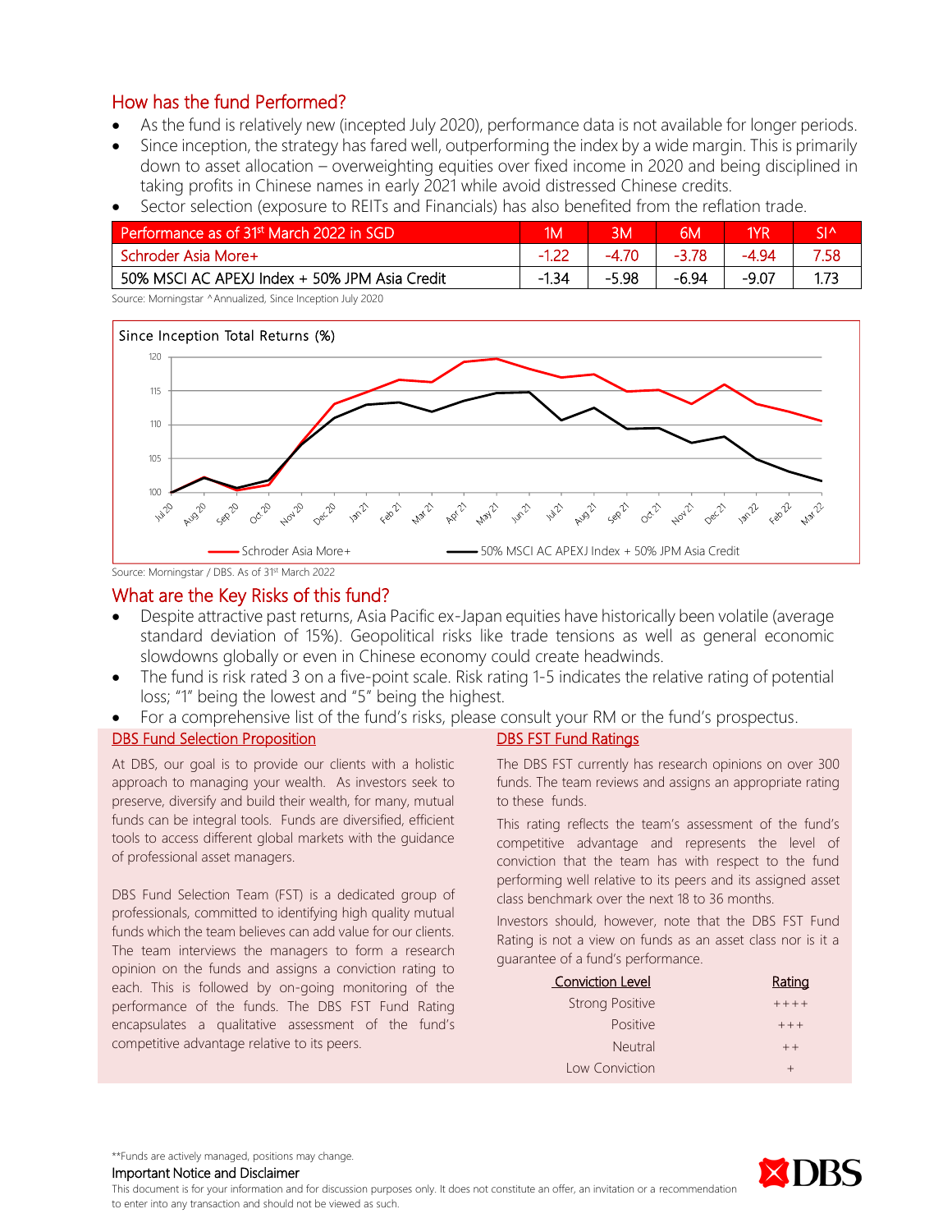## How has the fund Performed?

- As the fund is relatively new (incepted July 2020), performance data is not available for longer periods.
- Since inception, the strategy has fared well, outperforming the index by a wide margin. This is primarily down to asset allocation – overweighting equities over fixed income in 2020 and being disciplined in taking profits in Chinese names in early 2021 while avoid distressed Chinese credits.
- Sector selection (exposure to REITs and Financials) has also benefited from the reflation trade.

| Performance as of 31st March 2022 in SGD | 1M | 3M | 6M | 1YR | SI^ |
|---|---|---|---|---|---|
| Schroder Asia More+ | -1.22 | -4.70 | -3.78 | -4.94 | 7.58 |
| 50% MSCI AC APEXJ Index + 50% JPM Asia Credit | -1.34 | -5.98 | -6.94 | -9.07 | 1.73 |

Source: Morningstar ^Annualized, Since Inception July 2020

Since Inception Total Returns (%)

Source: Morningstar / DBS. As of 31st March 2022

## What are the Key Risks of this fund?

- Despite attractive past returns, Asia Pacific ex-Japan equities have historically been volatile (average standard deviation of 15%). Geopolitical risks like trade tensions as well as general economic slowdowns globally or even in Chinese economy could create headwinds.
- The fund is risk rated 3 on a five-point scale. Risk rating 1-5 indicates the relative rating of potential loss; "1" being the lowest and "5" being the highest.
- For a comprehensive list of the fund's risks, please consult your RM or the fund's prospectus.

### DBS Fund Selection Proposition

At DBS, our goal is to provide our clients with a holistic approach to managing your wealth. As investors seek to preserve, diversify and build their wealth, for many, mutual funds can be integral tools. Funds are diversified, efficient tools to access different global markets with the guidance of professional asset managers.

DBS Fund Selection Team (FST) is a dedicated group of professionals, committed to identifying high quality mutual funds which the team believes can add value for our clients. The team interviews the managers to form a research opinion on the funds and assigns a conviction rating to each. This is followed by on-going monitoring of the performance of the funds. The DBS FST Fund Rating encapsulates a qualitative assessment of the fund's competitive advantage relative to its peers.

### DBS FST Fund Ratings

The DBS FST currently has research opinions on over 300 funds. The team reviews and assigns an appropriate rating to these funds.

This rating reflects the team's assessment of the fund's competitive advantage and represents the level of conviction that the team has with respect to the fund performing well relative to its peers and its assigned asset class benchmark over the next 18 to 36 months.

Investors should, however, note that the DBS FST Fund Rating is not a view on funds as an asset class nor is it a guarantee of a fund's performance.

| Conviction Level | Rating |
|---|---|
| Strong Positive | ++++ |
| Positive | +++ |
| Neutral | ++ |
| Low Conviction | + |

**Funds are actively managed, positions may change.

Important Notice and Disclaimer

This document is for your information and for discussion purposes only. It does not constitute an offer, an invitation or a recommendation to enter into any transaction and should not be viewed as such.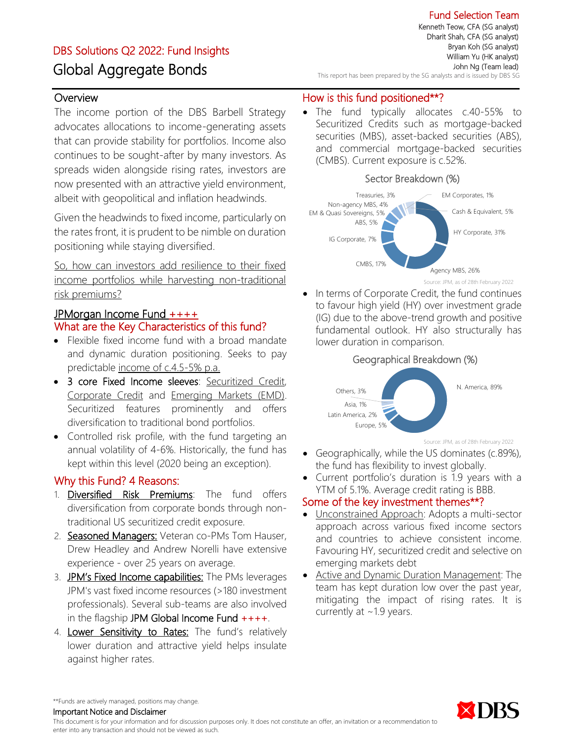# DBS Solutions Q2 2022: Fund Insights

## Global Aggregate Bonds

**Fund Selection Team**
Kenneth Teow, CFA (SG analyst)
Dharit Shah, CFA (SG analyst)
Bryan Koh (SG analyst)
William Yu (HK analyst)
John Ng (Team lead)
This report has been prepared by the SG analysts and is issued by DBS SG

### Overview

The income portion of the DBS Barbell Strategy advocates allocations to income-generating assets that can provide stability for portfolios. Income also continues to be sought-after by many investors. As spreads widen alongside rising rates, investors are now presented with an attractive yield environment, albeit with geopolitical and inflation headwinds.

Given the headwinds to fixed income, particularly on the rates front, it is prudent to be nimble on duration positioning while staying diversified.

So, how can investors add resilience to their fixed income portfolios while harvesting non-traditional risk premiums?

### JPMorgan Income Fund ++++

### What are the Key Characteristics of this fund?

- Flexible fixed income fund with a broad mandate and dynamic duration positioning. Seeks to pay predictable income of c.4.5-5% p.a.
- **3 core Fixed Income sleeves**: Securitized Credit, Corporate Credit and Emerging Markets (EMD). Securitized features prominently and offers diversification to traditional bond portfolios.
- Controlled risk profile, with the fund targeting an annual volatility of 4-6%. Historically, the fund has kept within this level (2020 being an exception).

### Why this Fund? 4 Reasons:

1. Diversified Risk Premiums: The fund offers diversification from corporate bonds through non-traditional US securitized credit exposure.
2. Seasoned Managers: Veteran co-PMs Tom Hauser, Drew Headley and Andrew Norelli have extensive experience - over 25 years on average.
3. JPM's Fixed Income capabilities: The PMs leverages JPM's vast fixed income resources (>180 investment professionals). Several sub-teams are also involved in the flagship JPM Global Income Fund ++++.
4. Lower Sensitivity to Rates: The fund's relatively lower duration and attractive yield helps insulate against higher rates.

### How is this fund positioned**?

- The fund typically allocates c.40-55% to Securitized Credits such as mortgage-backed securities (MBS), asset-backed securities (ABS), and commercial mortgage-backed securities (CMBS). Current exposure is c.52%.

**Sector Breakdown (%)**

| Sector | % |
|---|---|
| HY Corporate | 31 |
| Agency MBS | 26 |
| CMBS | 17 |
| IG Corporate | 7 |
| ABS | 5 |
| EM & Quasi Sovereigns | 5 |
| Non-agency MBS | 4 |
| Treasuries | 3 |
| EM Corporates | 1 |
| Cash & Equivalent | 5 |

Source: JPM, as of 28th February 2022

- In terms of Corporate Credit, the fund continues to favour high yield (HY) over investment grade (IG) due to the above-trend growth and positive fundamental outlook. HY also structurally has lower duration in comparison.

**Geographical Breakdown (%)**

| Region | % |
|---|---|
| N. America | 89 |
| Europe | 5 |
| Latin America | 2 |
| Asia | 1 |
| Others | 3 |

Source: JPM, as of 28th February 2022

- Geographically, while the US dominates (c.89%), the fund has flexibility to invest globally.
- Current portfolio's duration is 1.9 years with a YTM of 5.1%. Average credit rating is BBB.

### Some of the key investment themes**?

- Unconstrained Approach: Adopts a multi-sector approach across various fixed income sectors and countries to achieve consistent income. Favouring HY, securitized credit and selective on emerging markets debt
- Active and Dynamic Duration Management: The team has kept duration low over the past year, mitigating the impact of rising rates. It is currently at ~1.9 years.

**Funds are actively managed, positions may change.

**Important Notice and Disclaimer**
This document is for your information and for discussion purposes only. It does not constitute an offer, an invitation or a recommendation to enter into any transaction and should not be viewed as such.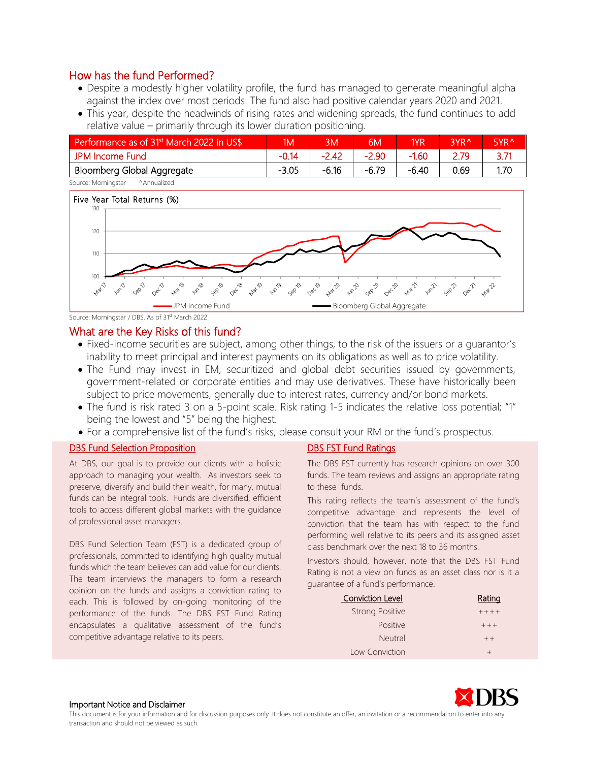## How has the fund Performed?

- Despite a modestly higher volatility profile, the fund has managed to generate meaningful alpha against the index over most periods. The fund also had positive calendar years 2020 and 2021.
- This year, despite the headwinds of rising rates and widening spreads, the fund continues to add relative value – primarily through its lower duration positioning.

| Performance as of 31st March 2022 in US$ | 1M | 3M | 6M | 1YR | 3YR^ | 5YR^ |
|---|---|---|---|---|---|---|
| JPM Income Fund | -0.14 | -2.42 | -2.90 | -1.60 | 2.79 | 3.71 |
| Bloomberg Global Aggregate | -3.05 | -6.16 | -6.79 | -6.40 | 0.69 | 1.70 |

Source: Morningstar ^Annualized

Five Year Total Returns (%)

Source: Morningstar / DBS. As of 31st March 2022

## What are the Key Risks of this fund?

- Fixed-income securities are subject, among other things, to the risk of the issuers or a guarantor's inability to meet principal and interest payments on its obligations as well as to price volatility.
- The Fund may invest in EM, securitized and global debt securities issued by governments, government-related or corporate entities and may use derivatives. These have historically been subject to price movements, generally due to interest rates, currency and/or bond markets.
- The fund is risk rated 3 on a 5-point scale. Risk rating 1-5 indicates the relative loss potential; "1" being the lowest and "5" being the highest.
- For a comprehensive list of the fund's risks, please consult your RM or the fund's prospectus.

### DBS Fund Selection Proposition

At DBS, our goal is to provide our clients with a holistic approach to managing your wealth. As investors seek to preserve, diversify and build their wealth, for many, mutual funds can be integral tools. Funds are diversified, efficient tools to access different global markets with the guidance of professional asset managers.

DBS Fund Selection Team (FST) is a dedicated group of professionals, committed to identifying high quality mutual funds which the team believes can add value for our clients. The team interviews the managers to form a research opinion on the funds and assigns a conviction rating to each. This is followed by on-going monitoring of the performance of the funds. The DBS FST Fund Rating encapsulates a qualitative assessment of the fund's competitive advantage relative to its peers.

### DBS FST Fund Ratings

The DBS FST currently has research opinions on over 300 funds. The team reviews and assigns an appropriate rating to these funds.

This rating reflects the team's assessment of the fund's competitive advantage and represents the level of conviction that the team has with respect to the fund performing well relative to its peers and its assigned asset class benchmark over the next 18 to 36 months.

Investors should, however, note that the DBS FST Fund Rating is not a view on funds as an asset class nor is it a guarantee of a fund's performance.

| Conviction Level | Rating |
|---|---|
| Strong Positive | ++++ |
| Positive | +++ |
| Neutral | ++ |
| Low Conviction | + |

**Important Notice and Disclaimer**

This document is for your information and for discussion purposes only. It does not constitute an offer, an invitation or a recommendation to enter into any transaction and should not be viewed as such.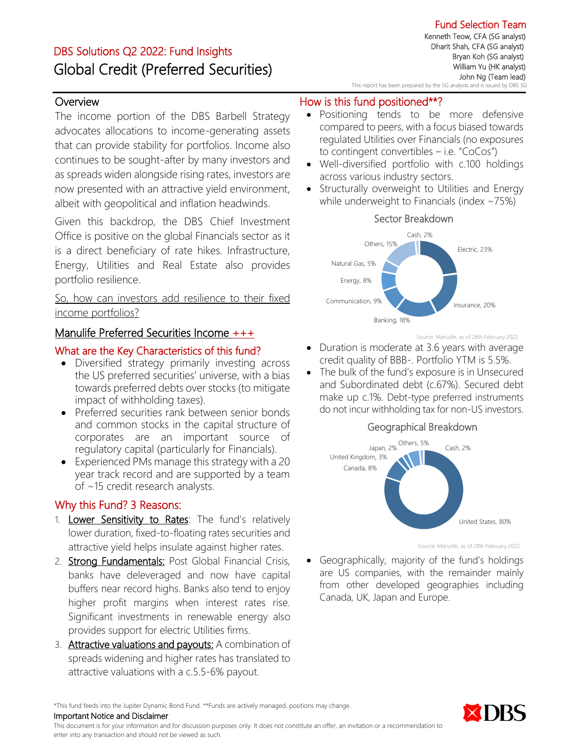Fund Selection Team

Kenneth Teow, CFA (SG analyst)
Dharit Shah, CFA (SG analyst)
Bryan Koh (SG analyst)
William Yu (HK analyst)
John Ng (Team lead)

This report has been prepared by the SG analysts and is issued by DBS SG

DBS Solutions Q2 2022: Fund Insights

# Global Credit (Preferred Securities)

## Overview

The income portion of the DBS Barbell Strategy advocates allocations to income-generating assets that can provide stability for portfolios. Income also continues to be sought-after by many investors and as spreads widen alongside rising rates, investors are now presented with an attractive yield environment, albeit with geopolitical and inflation headwinds.

Given this backdrop, the DBS Chief Investment Office is positive on the global Financials sector as it is a direct beneficiary of rate hikes. Infrastructure, Energy, Utilities and Real Estate also provides portfolio resilience.

So, how can investors add resilience to their fixed income portfolios?

## Manulife Preferred Securities Income +++

### What are the Key Characteristics of this fund?

- Diversified strategy primarily investing across the US preferred securities' universe, with a bias towards preferred debts over stocks (to mitigate impact of withholding taxes).
- Preferred securities rank between senior bonds and common stocks in the capital structure of corporates are an important source of regulatory capital (particularly for Financials).
- Experienced PMs manage this strategy with a 20 year track record and are supported by a team of ~15 credit research analysts.

### Why this Fund? 3 Reasons:

1. **Lower Sensitivity to Rates**: The fund's relatively lower duration, fixed-to-floating rates securities and attractive yield helps insulate against higher rates.
2. **Strong Fundamentals:** Post Global Financial Crisis, banks have deleveraged and now have capital buffers near record highs. Banks also tend to enjoy higher profit margins when interest rates rise. Significant investments in renewable energy also provides support for electric Utilities firms.
3. **Attractive valuations and payouts:** A combination of spreads widening and higher rates has translated to attractive valuations with a c.5.5-6% payout.

### How is this fund positioned**?

- Positioning tends to be more defensive compared to peers, with a focus biased towards regulated Utilities over Financials (no exposures to contingent convertibles – i.e. "CoCos")
- Well-diversified portfolio with c.100 holdings across various industry sectors.
- Structurally overweight to Utilities and Energy while underweight to Financials (index ~75%)

**Sector Breakdown**

| Sector | Weight |
|---|---|
| Electric | 23% |
| Insurance | 20% |
| Banking | 18% |
| Communication | 9% |
| Energy | 8% |
| Natural Gas | 5% |
| Others | 15% |
| Cash | 2% |

Source: Manulife, as of 28th February 2022

- Duration is moderate at 3.6 years with average credit quality of BBB-. Portfolio YTM is 5.5%.
- The bulk of the fund's exposure is in Unsecured and Subordinated debt (c.67%). Secured debt make up c.1%. Debt-type preferred instruments do not incur withholding tax for non-US investors.

**Geographical Breakdown**

| Country | Weight |
|---|---|
| United States | 80% |
| Canada | 8% |
| United Kingdom | 3% |
| Japan | 2% |
| Others | 5% |
| Cash | 2% |

Source: Manulife, as of 28th February 2022

- Geographically, majority of the fund's holdings are US companies, with the remainder mainly from other developed geographies including Canada, UK, Japan and Europe.

*This fund feeds into the Jupiter Dynamic Bond Fund. **Funds are actively managed, positions may change.

**Important Notice and Disclaimer**

This document is for your information and for discussion purposes only. It does not constitute an offer, an invitation or a recommendation to enter into any transaction and should not be viewed as such.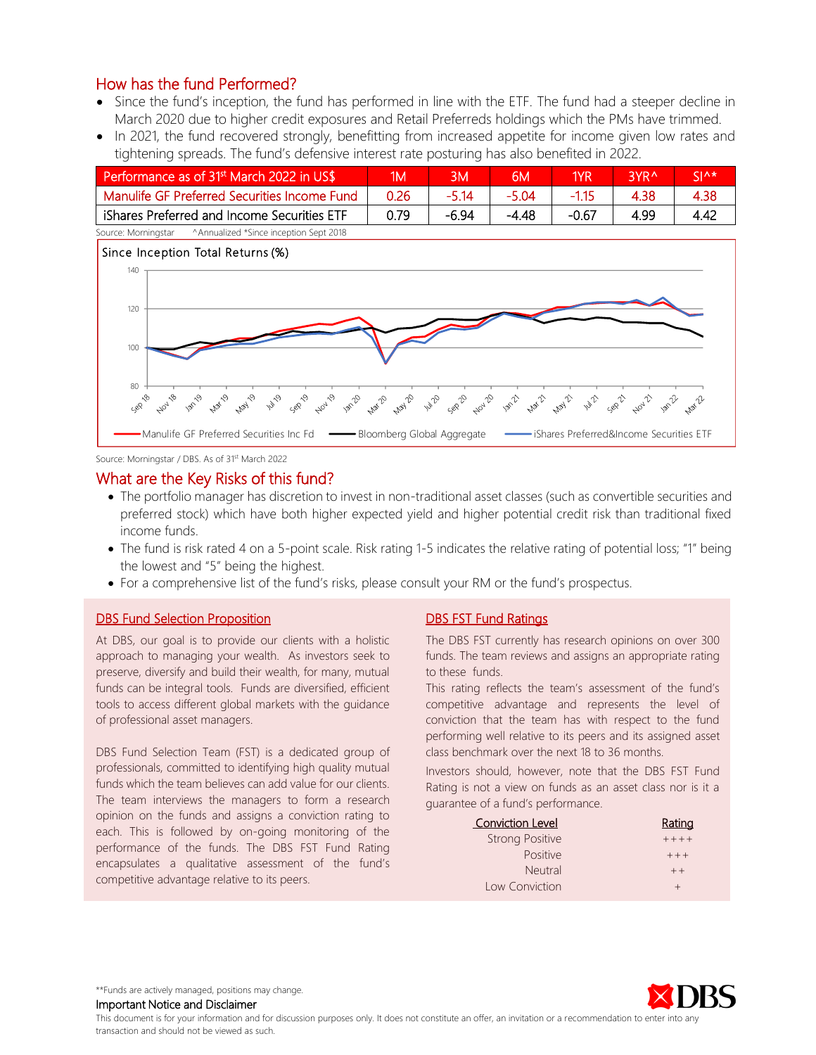## How has the fund Performed?

- Since the fund's inception, the fund has performed in line with the ETF. The fund had a steeper decline in March 2020 due to higher credit exposures and Retail Preferreds holdings which the PMs have trimmed.
- In 2021, the fund recovered strongly, benefitting from increased appetite for income given low rates and tightening spreads. The fund's defensive interest rate posturing has also benefited in 2022.

| Performance as of 31st March 2022 in US$ | 1M | 3M | 6M | 1YR | 3YR^ | SI^* |
|---|---|---|---|---|---|---|
| Manulife GF Preferred Securities Income Fund | 0.26 | -5.14 | -5.04 | -1.15 | 4.38 | 4.38 |
| iShares Preferred and Income Securities ETF | 0.79 | -6.94 | -4.48 | -0.67 | 4.99 | 4.42 |

Source: Morningstar ^Annualized *Since inception Sept 2018

Since Inception Total Returns (%)

Manulife GF Preferred Securities Inc Fd — Bloomberg Global Aggregate — iShares Preferred&Income Securities ETF

Source: Morningstar / DBS. As of 31st March 2022

## What are the Key Risks of this fund?

- The portfolio manager has discretion to invest in non-traditional asset classes (such as convertible securities and preferred stock) which have both higher expected yield and higher potential credit risk than traditional fixed income funds.
- The fund is risk rated 4 on a 5-point scale. Risk rating 1-5 indicates the relative rating of potential loss; "1" being the lowest and "5" being the highest.
- For a comprehensive list of the fund's risks, please consult your RM or the fund's prospectus.

### DBS Fund Selection Proposition

At DBS, our goal is to provide our clients with a holistic approach to managing your wealth. As investors seek to preserve, diversify and build their wealth, for many, mutual funds can be integral tools. Funds are diversified, efficient tools to access different global markets with the guidance of professional asset managers.

DBS Fund Selection Team (FST) is a dedicated group of professionals, committed to identifying high quality mutual funds which the team believes can add value for our clients. The team interviews the managers to form a research opinion on the funds and assigns a conviction rating to each. This is followed by on-going monitoring of the performance of the funds. The DBS FST Fund Rating encapsulates a qualitative assessment of the fund's competitive advantage relative to its peers.

### DBS FST Fund Ratings

The DBS FST currently has research opinions on over 300 funds. The team reviews and assigns an appropriate rating to these funds.

This rating reflects the team's assessment of the fund's competitive advantage and represents the level of conviction that the team has with respect to the fund performing well relative to its peers and its assigned asset class benchmark over the next 18 to 36 months.

Investors should, however, note that the DBS FST Fund Rating is not a view on funds as an asset class nor is it a guarantee of a fund's performance.

| Conviction Level | Rating |
|---|---|
| Strong Positive | ++++ |
| Positive | +++ |
| Neutral | ++ |
| Low Conviction | + |

**Funds are actively managed, positions may change.

Important Notice and Disclaimer

This document is for your information and for discussion purposes only. It does not constitute an offer, an invitation or a recommendation to enter into any transaction and should not be viewed as such.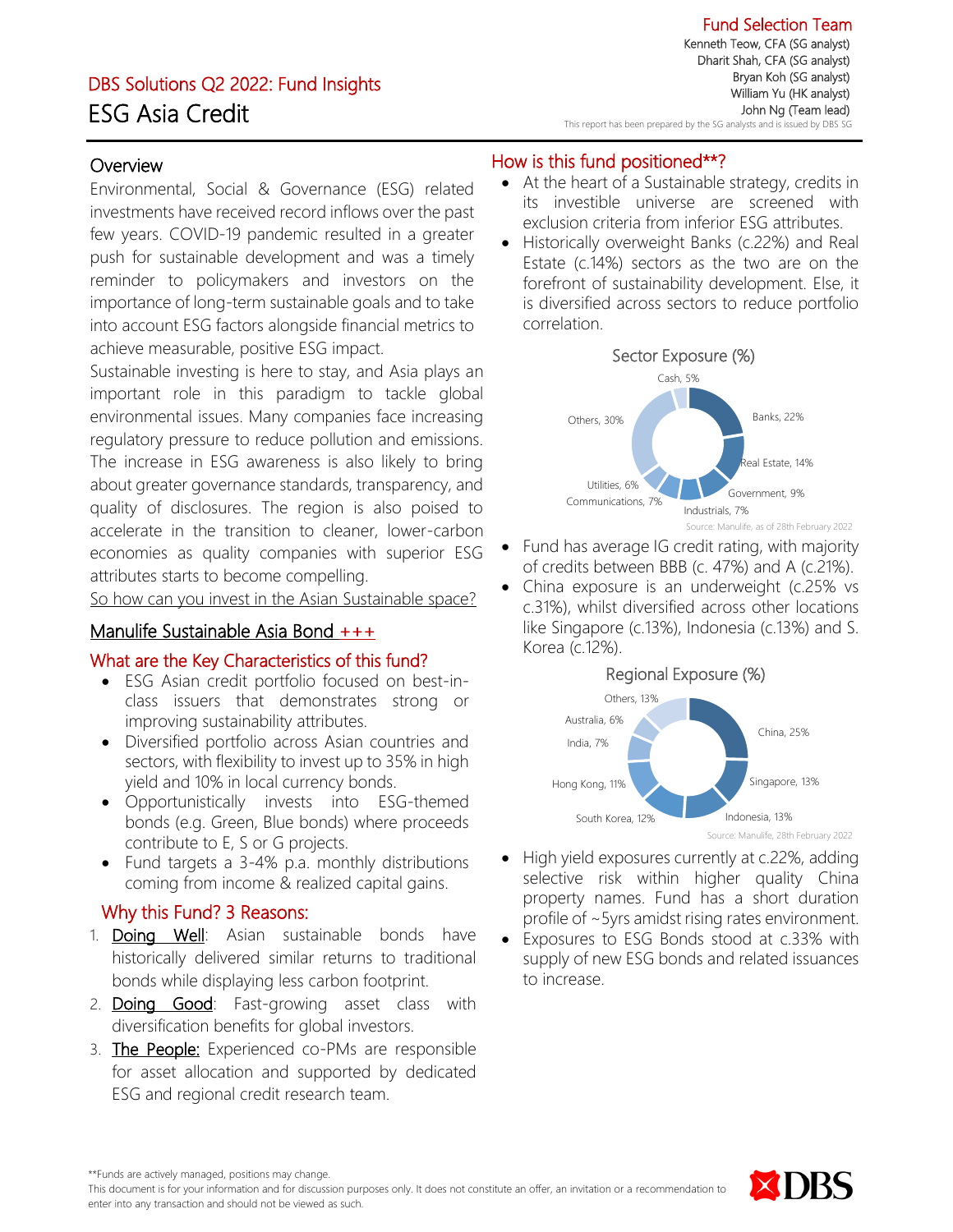DBS Solutions Q2 2022: Fund Insights

# ESG Asia Credit

**Fund Selection Team**
Kenneth Teow, CFA (SG analyst)
Dharit Shah, CFA (SG analyst)
Bryan Koh (SG analyst)
William Yu (HK analyst)
John Ng (Team lead)
This report has been prepared by the SG analysts and is issued by DBS SG

## Overview

Environmental, Social & Governance (ESG) related investments have received record inflows over the past few years. COVID-19 pandemic resulted in a greater push for sustainable development and was a timely reminder to policymakers and investors on the importance of long-term sustainable goals and to take into account ESG factors alongside financial metrics to achieve measurable, positive ESG impact.

Sustainable investing is here to stay, and Asia plays an important role in this paradigm to tackle global environmental issues. Many companies face increasing regulatory pressure to reduce pollution and emissions. The increase in ESG awareness is also likely to bring about greater governance standards, transparency, and quality of disclosures. The region is also poised to accelerate in the transition to cleaner, lower-carbon economies as quality companies with superior ESG attributes starts to become compelling.

So how can you invest in the Asian Sustainable space?

## Manulife Sustainable Asia Bond +++

### What are the Key Characteristics of this fund?

- ESG Asian credit portfolio focused on best-in-class issuers that demonstrates strong or improving sustainability attributes.
- Diversified portfolio across Asian countries and sectors, with flexibility to invest up to 35% in high yield and 10% in local currency bonds.
- Opportunistically invests into ESG-themed bonds (e.g. Green, Blue bonds) where proceeds contribute to E, S or G projects.
- Fund targets a 3-4% p.a. monthly distributions coming from income & realized capital gains.

### Why this Fund? 3 Reasons:

1. **Doing Well**: Asian sustainable bonds have historically delivered similar returns to traditional bonds while displaying less carbon footprint.
2. **Doing Good**: Fast-growing asset class with diversification benefits for global investors.
3. **The People:** Experienced co-PMs are responsible for asset allocation and supported by dedicated ESG and regional credit research team.

### How is this fund positioned**?

- At the heart of a Sustainable strategy, credits in its investible universe are screened with exclusion criteria from inferior ESG attributes.
- Historically overweight Banks (c.22%) and Real Estate (c.14%) sectors as the two are on the forefront of sustainability development. Else, it is diversified across sectors to reduce portfolio correlation.

**Sector Exposure (%)**

| Sector | % |
|---|---|
| Banks | 22% |
| Real Estate | 14% |
| Government | 9% |
| Industrials | 7% |
| Communications | 7% |
| Utilities | 6% |
| Others | 30% |
| Cash | 5% |

Source: Manulife, as of 28th February 2022

- Fund has average IG credit rating, with majority of credits between BBB (c. 47%) and A (c.21%).
- China exposure is an underweight (c.25% vs c.31%), whilst diversified across other locations like Singapore (c.13%), Indonesia (c.13%) and S. Korea (c.12%).

**Regional Exposure (%)**

| Region | % |
|---|---|
| China | 25% |
| Singapore | 13% |
| Indonesia | 13% |
| South Korea | 12% |
| Hong Kong | 11% |
| India | 7% |
| Australia | 6% |
| Others | 13% |

Source: Manulife, 28th February 2022

- High yield exposures currently at c.22%, adding selective risk within higher quality China property names. Fund has a short duration profile of ~5yrs amidst rising rates environment.
- Exposures to ESG Bonds stood at c.33% with supply of new ESG bonds and related issuances to increase.

**Funds are actively managed, positions may change.
This document is for your information and for discussion purposes only. It does not constitute an offer, an invitation or a recommendation to enter into any transaction and should not be viewed as such.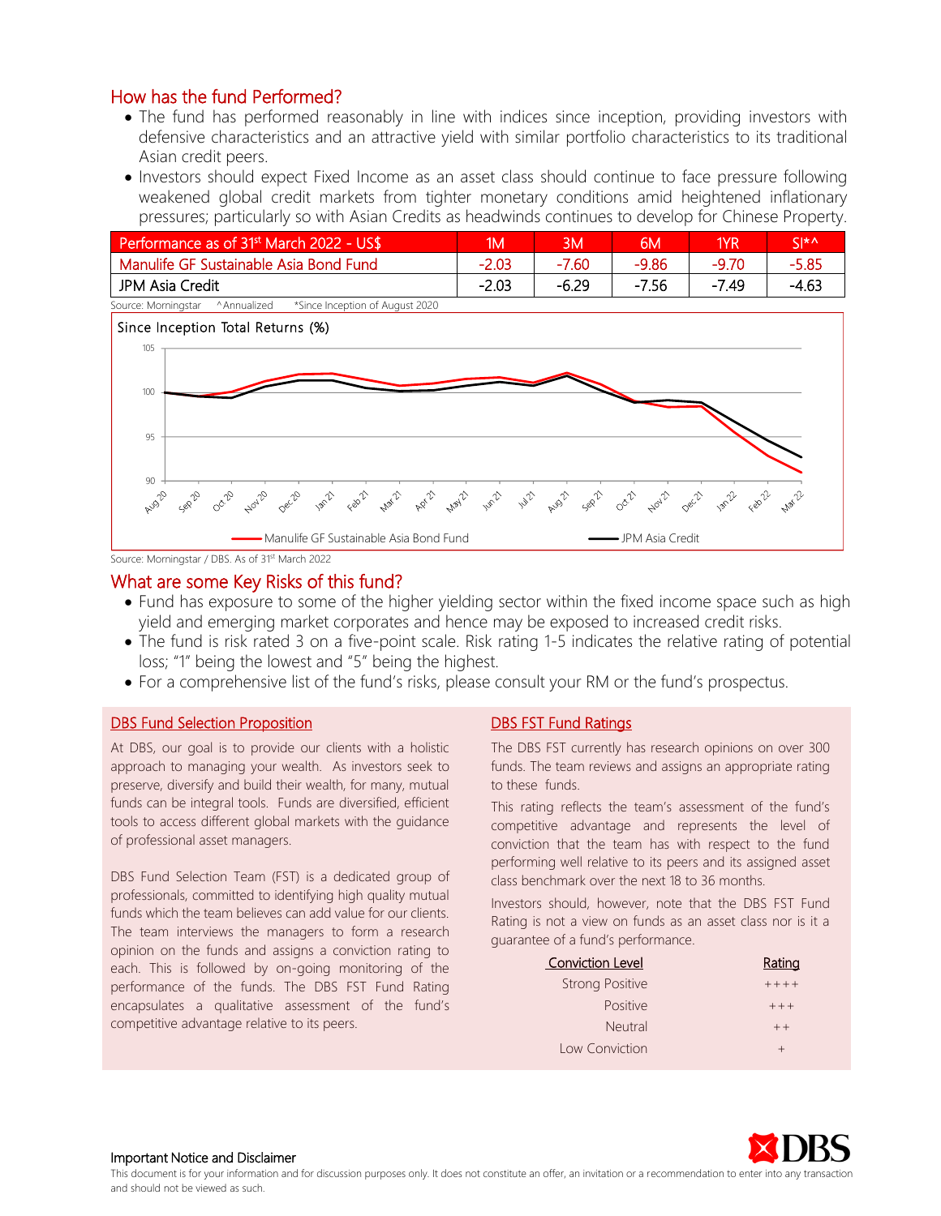## How has the fund Performed?

- The fund has performed reasonably in line with indices since inception, providing investors with defensive characteristics and an attractive yield with similar portfolio characteristics to its traditional Asian credit peers.
- Investors should expect Fixed Income as an asset class should continue to face pressure following weakened global credit markets from tighter monetary conditions amid heightened inflationary pressures; particularly so with Asian Credits as headwinds continues to develop for Chinese Property.

| Performance as of 31st March 2022 - US$ | 1M | 3M | 6M | 1YR | SI*^ |
|---|---|---|---|---|---|
| Manulife GF Sustainable Asia Bond Fund | -2.03 | -7.60 | -9.86 | -9.70 | -5.85 |
| JPM Asia Credit | -2.03 | -6.29 | -7.56 | -7.49 | -4.63 |

Source: Morningstar ^Annualized *Since Inception of August 2020

Since Inception Total Returns (%)

Source: Morningstar / DBS. As of 31st March 2022

## What are some Key Risks of this fund?

- Fund has exposure to some of the higher yielding sector within the fixed income space such as high yield and emerging market corporates and hence may be exposed to increased credit risks.
- The fund is risk rated 3 on a five-point scale. Risk rating 1-5 indicates the relative rating of potential loss; "1" being the lowest and "5" being the highest.
- For a comprehensive list of the fund's risks, please consult your RM or the fund's prospectus.

### DBS Fund Selection Proposition

At DBS, our goal is to provide our clients with a holistic approach to managing your wealth. As investors seek to preserve, diversify and build their wealth, for many, mutual funds can be integral tools. Funds are diversified, efficient tools to access different global markets with the guidance of professional asset managers.

DBS Fund Selection Team (FST) is a dedicated group of professionals, committed to identifying high quality mutual funds which the team believes can add value for our clients. The team interviews the managers to form a research opinion on the funds and assigns a conviction rating to each. This is followed by on-going monitoring of the performance of the funds. The DBS FST Fund Rating encapsulates a qualitative assessment of the fund's competitive advantage relative to its peers.

### DBS FST Fund Ratings

The DBS FST currently has research opinions on over 300 funds. The team reviews and assigns an appropriate rating to these funds.

This rating reflects the team's assessment of the fund's competitive advantage and represents the level of conviction that the team has with respect to the fund performing well relative to its peers and its assigned asset class benchmark over the next 18 to 36 months.

Investors should, however, note that the DBS FST Fund Rating is not a view on funds as an asset class nor is it a guarantee of a fund's performance.

| Conviction Level | Rating |
|---|---|
| Strong Positive | ++++ |
| Positive | +++ |
| Neutral | ++ |
| Low Conviction | + |

**Important Notice and Disclaimer**

This document is for your information and for discussion purposes only. It does not constitute an offer, an invitation or a recommendation to enter into any transaction and should not be viewed as such.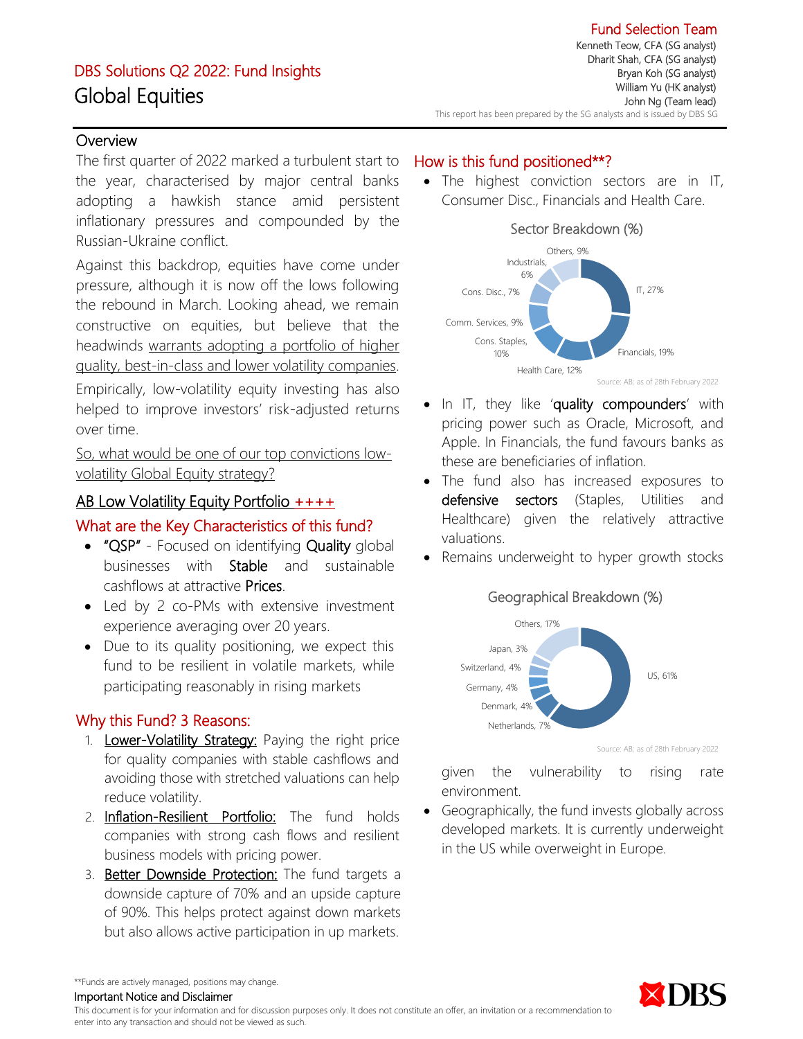Fund Selection Team
Kenneth Teow, CFA (SG analyst)
Dharit Shah, CFA (SG analyst)
Bryan Koh (SG analyst)
William Yu (HK analyst)
John Ng (Team lead)
This report has been prepared by the SG analysts and is issued by DBS SG

DBS Solutions Q2 2022: Fund Insights

# Global Equities

## Overview

The first quarter of 2022 marked a turbulent start to the year, characterised by major central banks adopting a hawkish stance amid persistent inflationary pressures and compounded by the Russian-Ukraine conflict.

Against this backdrop, equities have come under pressure, although it is now off the lows following the rebound in March. Looking ahead, we remain constructive on equities, but believe that the headwinds warrants adopting a portfolio of higher quality, best-in-class and lower volatility companies.

Empirically, low-volatility equity investing has also helped to improve investors' risk-adjusted returns over time.

So, what would be one of our top convictions low-volatility Global Equity strategy?

## AB Low Volatility Equity Portfolio ++++

### What are the Key Characteristics of this fund?

- "QSP" - Focused on identifying **Quality** global businesses with **Stable** and sustainable cashflows at attractive **Prices**.
- Led by 2 co-PMs with extensive investment experience averaging over 20 years.
- Due to its quality positioning, we expect this fund to be resilient in volatile markets, while participating reasonably in rising markets

### Why this Fund? 3 Reasons:

1. Lower-Volatility Strategy: Paying the right price for quality companies with stable cashflows and avoiding those with stretched valuations can help reduce volatility.
2. Inflation-Resilient Portfolio: The fund holds companies with strong cash flows and resilient business models with pricing power.
3. Better Downside Protection: The fund targets a downside capture of 70% and an upside capture of 90%. This helps protect against down markets but also allows active participation in up markets.

### How is this fund positioned**?

- The highest conviction sectors are in IT, Consumer Disc., Financials and Health Care.

**Sector Breakdown (%)**

| Sector | % |
|---|---|
| IT | 27% |
| Financials | 19% |
| Health Care | 12% |
| Cons. Staples | 10% |
| Comm. Services | 9% |
| Cons. Disc. | 7% |
| Industrials | 6% |
| Others | 9% |

Source: AB; as of 28th February 2022

- In IT, they like '**quality compounders**' with pricing power such as Oracle, Microsoft, and Apple. In Financials, the fund favours banks as these are beneficiaries of inflation.
- The fund also has increased exposures to **defensive sectors** (Staples, Utilities and Healthcare) given the relatively attractive valuations.
- Remains underweight to hyper growth stocks given the vulnerability to rising rate environment.

**Geographical Breakdown (%)**

| Country | % |
|---|---|
| US | 61% |
| Netherlands | 7% |
| Denmark | 4% |
| Germany | 4% |
| Switzerland | 4% |
| Japan | 3% |
| Others | 17% |

Source: AB; as of 28th February 2022

- Geographically, the fund invests globally across developed markets. It is currently underweight in the US while overweight in Europe.

**Funds are actively managed, positions may change.

Important Notice and Disclaimer
This document is for your information and for discussion purposes only. It does not constitute an offer, an invitation or a recommendation to enter into any transaction and should not be viewed as such.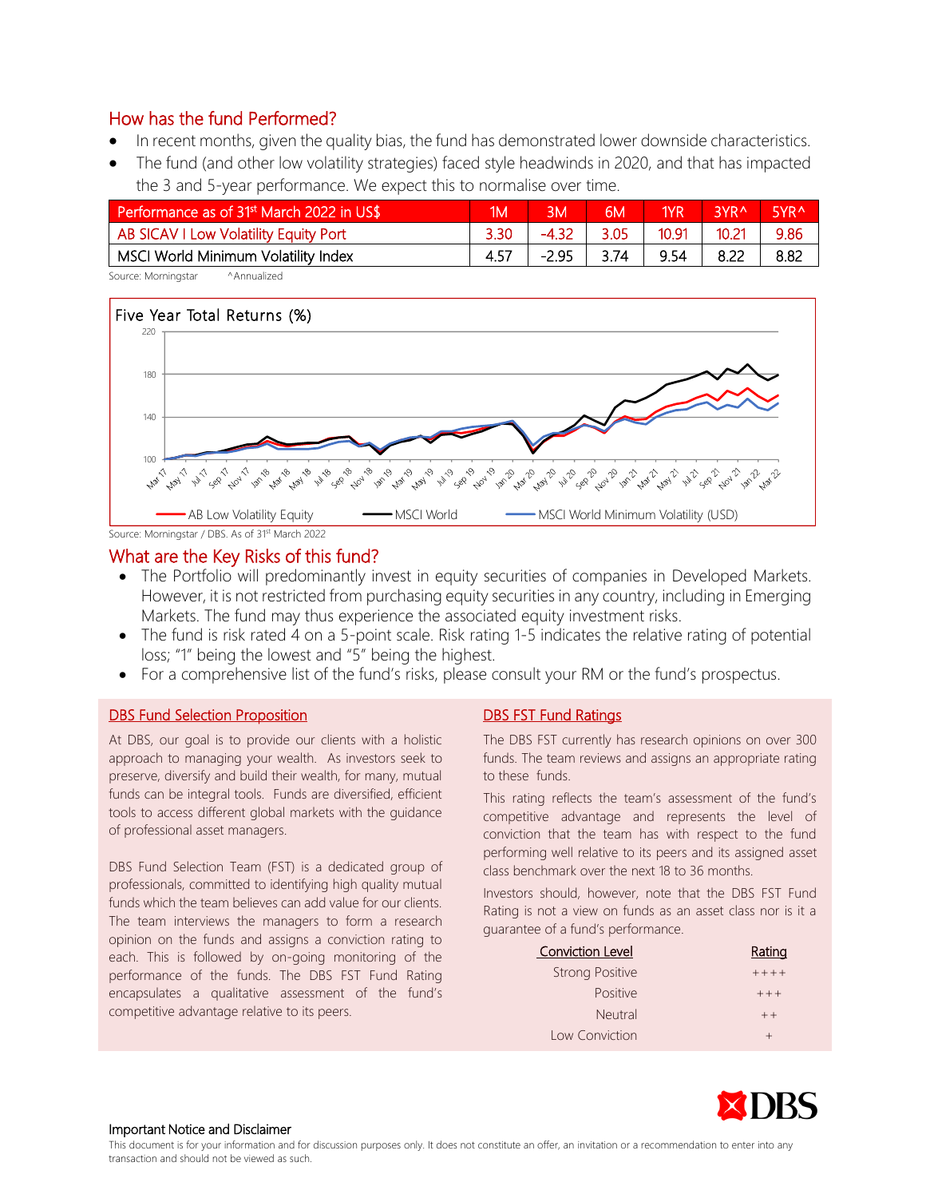## How has the fund Performed?

- In recent months, given the quality bias, the fund has demonstrated lower downside characteristics.
- The fund (and other low volatility strategies) faced style headwinds in 2020, and that has impacted the 3 and 5-year performance. We expect this to normalise over time.

| Performance as of 31st March 2022 in US$ | 1M | 3M | 6M | 1YR | 3YR^ | 5YR^ |
|---|---|---|---|---|---|---|
| AB SICAV I Low Volatility Equity Port | 3.30 | -4.32 | 3.05 | 10.91 | 10.21 | 9.86 |
| MSCI World Minimum Volatility Index | 4.57 | -2.95 | 3.74 | 9.54 | 8.22 | 8.82 |

Source: Morningstar ^Annualized

Five Year Total Returns (%)

Source: Morningstar / DBS. As of 31st March 2022

## What are the Key Risks of this fund?

- The Portfolio will predominantly invest in equity securities of companies in Developed Markets. However, it is not restricted from purchasing equity securities in any country, including in Emerging Markets. The fund may thus experience the associated equity investment risks.
- The fund is risk rated 4 on a 5-point scale. Risk rating 1-5 indicates the relative rating of potential loss; "1" being the lowest and "5" being the highest.
- For a comprehensive list of the fund's risks, please consult your RM or the fund's prospectus.

### DBS Fund Selection Proposition

At DBS, our goal is to provide our clients with a holistic approach to managing your wealth. As investors seek to preserve, diversify and build their wealth, for many, mutual funds can be integral tools. Funds are diversified, efficient tools to access different global markets with the guidance of professional asset managers.

DBS Fund Selection Team (FST) is a dedicated group of professionals, committed to identifying high quality mutual funds which the team believes can add value for our clients. The team interviews the managers to form a research opinion on the funds and assigns a conviction rating to each. This is followed by on-going monitoring of the performance of the funds. The DBS FST Fund Rating encapsulates a qualitative assessment of the fund's competitive advantage relative to its peers.

### DBS FST Fund Ratings

The DBS FST currently has research opinions on over 300 funds. The team reviews and assigns an appropriate rating to these funds.

This rating reflects the team's assessment of the fund's competitive advantage and represents the level of conviction that the team has with respect to the fund performing well relative to its peers and its assigned asset class benchmark over the next 18 to 36 months.

Investors should, however, note that the DBS FST Fund Rating is not a view on funds as an asset class nor is it a guarantee of a fund's performance.

| Conviction Level | Rating |
|---|---|
| Strong Positive | ++++ |
| Positive | +++ |
| Neutral | ++ |
| Low Conviction | + |

**Important Notice and Disclaimer**

This document is for your information and for discussion purposes only. It does not constitute an offer, an invitation or a recommendation to enter into any transaction and should not be viewed as such.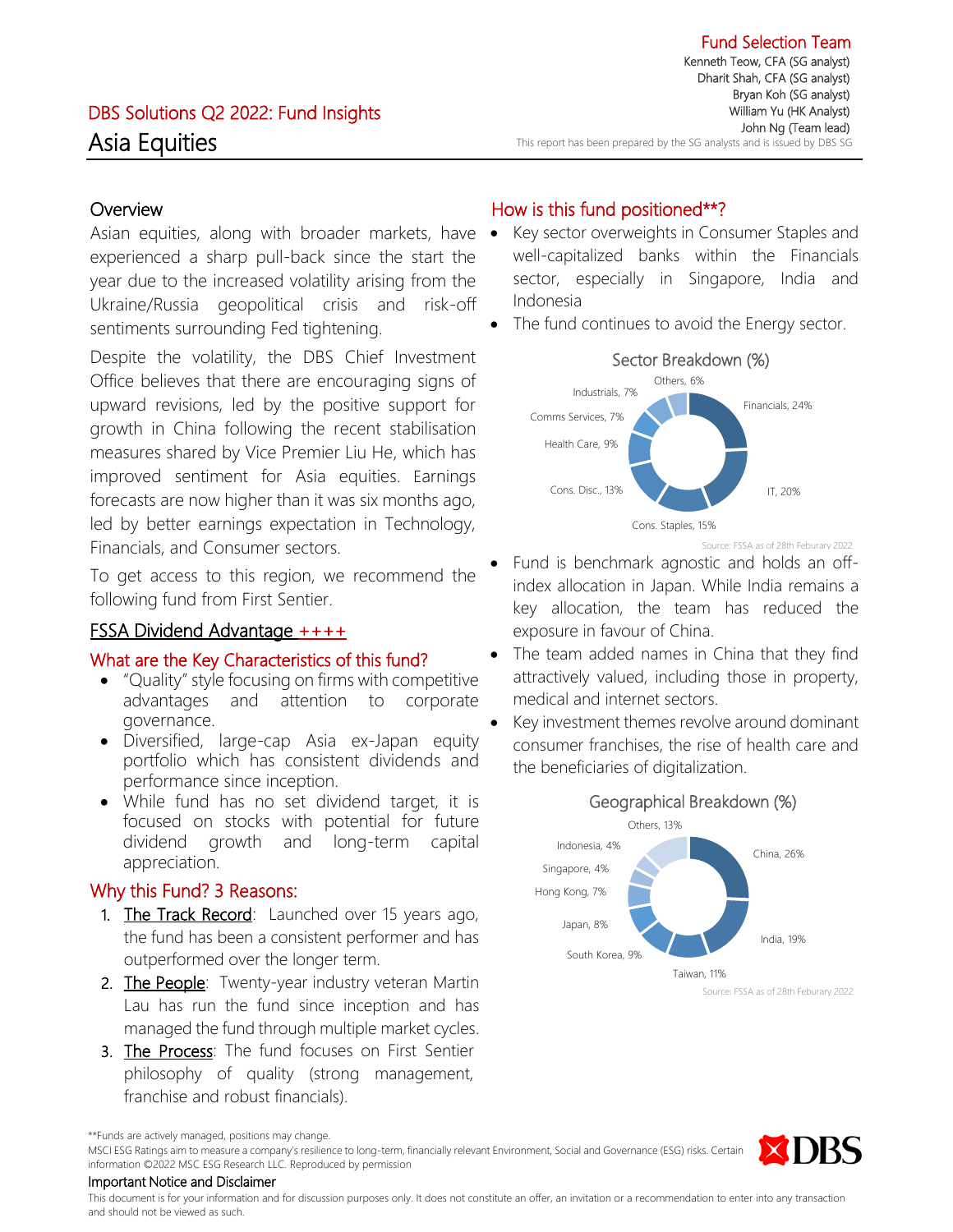Fund Selection Team
Kenneth Teow, CFA (SG analyst)
Dharit Shah, CFA (SG analyst)
Bryan Koh (SG analyst)
William Yu (HK Analyst)
John Ng (Team lead)
This report has been prepared by the SG analysts and is issued by DBS SG

## DBS Solutions Q2 2022: Fund Insights

# Asia Equities

## Overview

Asian equities, along with broader markets, have experienced a sharp pull-back since the start the year due to the increased volatility arising from the Ukraine/Russia geopolitical crisis and risk-off sentiments surrounding Fed tightening.

Despite the volatility, the DBS Chief Investment Office believes that there are encouraging signs of upward revisions, led by the positive support for growth in China following the recent stabilisation measures shared by Vice Premier Liu He, which has improved sentiment for Asia equities. Earnings forecasts are now higher than it was six months ago, led by better earnings expectation in Technology, Financials, and Consumer sectors.

To get access to this region, we recommend the following fund from First Sentier.

### FSSA Dividend Advantage ++++

### What are the Key Characteristics of this fund?

- "Quality" style focusing on firms with competitive advantages and attention to corporate governance.
- Diversified, large-cap Asia ex-Japan equity portfolio which has consistent dividends and performance since inception.
- While fund has no set dividend target, it is focused on stocks with potential for future dividend growth and long-term capital appreciation.

### Why this Fund? 3 Reasons:

1. The Track Record: Launched over 15 years ago, the fund has been a consistent performer and has outperformed over the longer term.
2. The People: Twenty-year industry veteran Martin Lau has run the fund since inception and has managed the fund through multiple market cycles.
3. The Process: The fund focuses on First Sentier philosophy of quality (strong management, franchise and robust financials).

### How is this fund positioned**?

- Key sector overweights in Consumer Staples and well-capitalized banks within the Financials sector, especially in Singapore, India and Indonesia
- The fund continues to avoid the Energy sector.

**Sector Breakdown (%)**

| Sector | % |
|---|---|
| Financials | 24% |
| IT | 20% |
| Cons. Staples | 15% |
| Cons. Disc. | 13% |
| Health Care | 9% |
| Comms Services | 7% |
| Industrials | 7% |
| Others | 6% |

Source: FSSA as of 28th Feburary 2022

- Fund is benchmark agnostic and holds an off-index allocation in Japan. While India remains a key allocation, the team has reduced the exposure in favour of China.
- The team added names in China that they find attractively valued, including those in property, medical and internet sectors.
- Key investment themes revolve around dominant consumer franchises, the rise of health care and the beneficiaries of digitalization.

**Geographical Breakdown (%)**

| Country | % |
|---|---|
| China | 26% |
| India | 19% |
| Taiwan | 11% |
| South Korea | 9% |
| Japan | 8% |
| Hong Kong | 7% |
| Singapore | 4% |
| Indonesia | 4% |
| Others | 13% |

Source: FSSA as of 28th Feburary 2022

**Funds are actively managed, positions may change.

MSCI ESG Ratings aim to measure a company's resilience to long-term, financially relevant Environment, Social and Governance (ESG) risks. Certain information ©2022 MSC ESG Research LLC. Reproduced by permission

**Important Notice and Disclaimer**

This document is for your information and for discussion purposes only. It does not constitute an offer, an invitation or a recommendation to enter into any transaction and should not be viewed as such.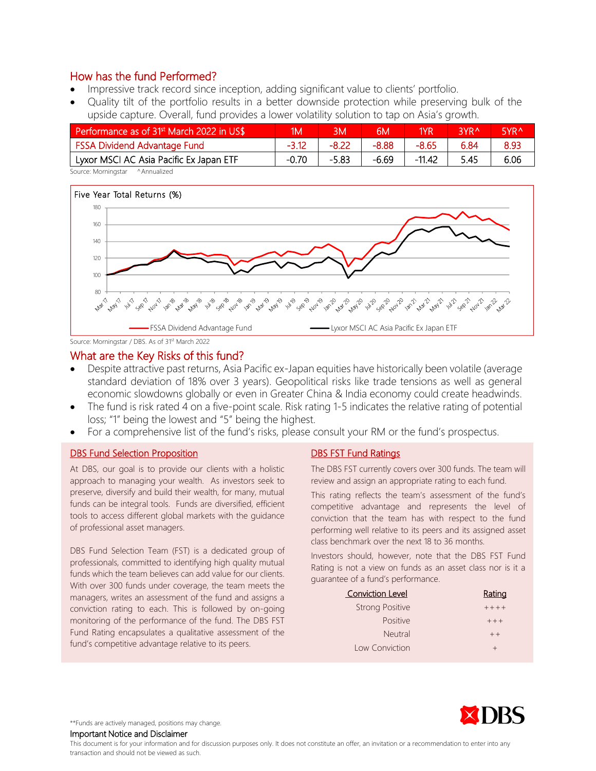## How has the fund Performed?

- Impressive track record since inception, adding significant value to clients' portfolio.
- Quality tilt of the portfolio results in a better downside protection while preserving bulk of the upside capture. Overall, fund provides a lower volatility solution to tap on Asia's growth.

| Performance as of 31st March 2022 in US$ | 1M | 3M | 6M | 1YR | 3YR^ | 5YR^ |
|---|---|---|---|---|---|---|
| FSSA Dividend Advantage Fund | -3.12 | -8.22 | -8.88 | -8.65 | 6.84 | 8.93 |
| Lyxor MSCI AC Asia Pacific Ex Japan ETF | -0.70 | -5.83 | -6.69 | -11.42 | 5.45 | 6.06 |

Source: Morningstar ^Annualized

Five Year Total Returns (%)

FSSA Dividend Advantage Fund — Lyxor MSCI AC Asia Pacific Ex Japan ETF

Source: Morningstar / DBS. As of 31st March 2022

## What are the Key Risks of this fund?

- Despite attractive past returns, Asia Pacific ex-Japan equities have historically been volatile (average standard deviation of 18% over 3 years). Geopolitical risks like trade tensions as well as general economic slowdowns globally or even in Greater China & India economy could create headwinds.
- The fund is risk rated 4 on a five-point scale. Risk rating 1-5 indicates the relative rating of potential loss; "1" being the lowest and "5" being the highest.
- For a comprehensive list of the fund's risks, please consult your RM or the fund's prospectus.

### DBS Fund Selection Proposition

At DBS, our goal is to provide our clients with a holistic approach to managing your wealth. As investors seek to preserve, diversify and build their wealth, for many, mutual funds can be integral tools. Funds are diversified, efficient tools to access different global markets with the guidance of professional asset managers.

DBS Fund Selection Team (FST) is a dedicated group of professionals, committed to identifying high quality mutual funds which the team believes can add value for our clients. With over 300 funds under coverage, the team meets the managers, writes an assessment of the fund and assigns a conviction rating to each. This is followed by on-going monitoring of the performance of the fund. The DBS FST Fund Rating encapsulates a qualitative assessment of the fund's competitive advantage relative to its peers.

### DBS FST Fund Ratings

The DBS FST currently covers over 300 funds. The team will review and assign an appropriate rating to each fund.

This rating reflects the team's assessment of the fund's competitive advantage and represents the level of conviction that the team has with respect to the fund performing well relative to its peers and its assigned asset class benchmark over the next 18 to 36 months.

Investors should, however, note that the DBS FST Fund Rating is not a view on funds as an asset class nor is it a guarantee of a fund's performance.

| Conviction Level | Rating |
|---|---|
| Strong Positive | ++++ |
| Positive | +++ |
| Neutral | ++ |
| Low Conviction | + |

**Funds are actively managed, positions may change.

### Important Notice and Disclaimer

This document is for your information and for discussion purposes only. It does not constitute an offer, an invitation or a recommendation to enter into any transaction and should not be viewed as such.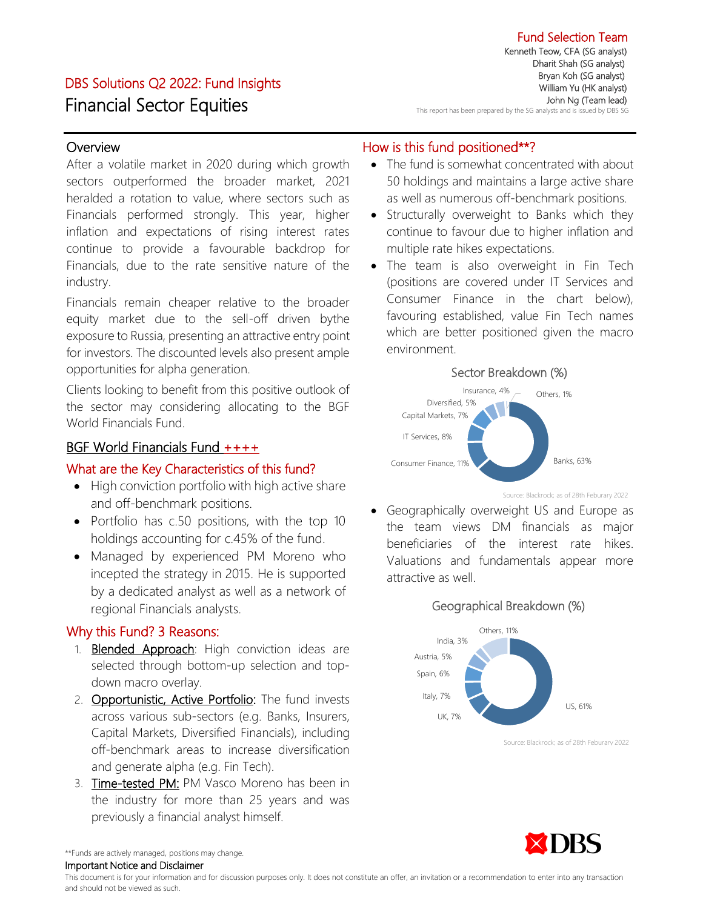Fund Selection Team
Kenneth Teow, CFA (SG analyst)
Dharit Shah (SG analyst)
Bryan Koh (SG analyst)
William Yu (HK analyst)
John Ng (Team lead)
This report has been prepared by the SG analysts and is issued by DBS SG

DBS Solutions Q2 2022: Fund Insights

# Financial Sector Equities

## Overview

After a volatile market in 2020 during which growth sectors outperformed the broader market, 2021 heralded a rotation to value, where sectors such as Financials performed strongly. This year, higher inflation and expectations of rising interest rates continue to provide a favourable backdrop for Financials, due to the rate sensitive nature of the industry.

Financials remain cheaper relative to the broader equity market due to the sell-off driven bythe exposure to Russia, presenting an attractive entry point for investors. The discounted levels also present ample opportunities for alpha generation.

Clients looking to benefit from this positive outlook of the sector may considering allocating to the BGF World Financials Fund.

## BGF World Financials Fund ++++

### What are the Key Characteristics of this fund?

- High conviction portfolio with high active share and off-benchmark positions.
- Portfolio has c.50 positions, with the top 10 holdings accounting for c.45% of the fund.
- Managed by experienced PM Moreno who incepted the strategy in 2015. He is supported by a dedicated analyst as well as a network of regional Financials analysts.

### Why this Fund? 3 Reasons:

1. Blended Approach: High conviction ideas are selected through bottom-up selection and top-down macro overlay.
2. Opportunistic, Active Portfolio: The fund invests across various sub-sectors (e.g. Banks, Insurers, Capital Markets, Diversified Financials), including off-benchmark areas to increase diversification and generate alpha (e.g. Fin Tech).
3. Time-tested PM: PM Vasco Moreno has been in the industry for more than 25 years and was previously a financial analyst himself.

### How is this fund positioned**?

- The fund is somewhat concentrated with about 50 holdings and maintains a large active share as well as numerous off-benchmark positions.
- Structurally overweight to Banks which they continue to favour due to higher inflation and multiple rate hikes expectations.
- The team is also overweight in Fin Tech (positions are covered under IT Services and Consumer Finance in the chart below), favouring established, value Fin Tech names which are better positioned given the macro environment.

**Sector Breakdown (%)**

| Sector | % |
|---|---|
| Banks | 63% |
| Consumer Finance | 11% |
| IT Services | 8% |
| Capital Markets | 7% |
| Diversified | 5% |
| Insurance | 4% |
| Others | 1% |

Source: Blackrock; as of 28th Feburary 2022

- Geographically overweight US and Europe as the team views DM financials as major beneficiaries of the interest rate hikes. Valuations and fundamentals appear more attractive as well.

**Geographical Breakdown (%)**

| Country | % |
|---|---|
| US | 61% |
| UK | 7% |
| Italy | 7% |
| Spain | 6% |
| Austria | 5% |
| India | 3% |
| Others | 11% |

Source: Blackrock; as of 28th Feburary 2022

**Funds are actively managed, positions may change.

Important Notice and Disclaimer

This document is for your information and for discussion purposes only. It does not constitute an offer, an invitation or a recommendation to enter into any transaction and should not be viewed as such.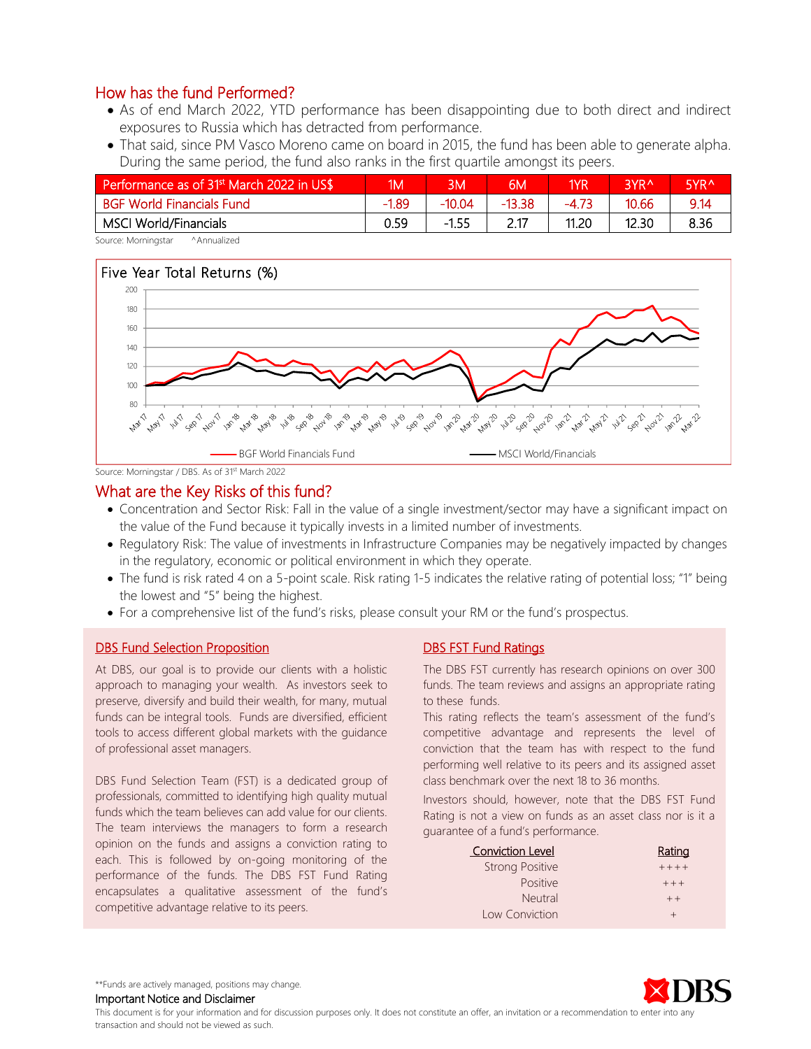## How has the fund Performed?

- As of end March 2022, YTD performance has been disappointing due to both direct and indirect exposures to Russia which has detracted from performance.
- That said, since PM Vasco Moreno came on board in 2015, the fund has been able to generate alpha. During the same period, the fund also ranks in the first quartile amongst its peers.

| Performance as of 31st March 2022 in US$ | 1M | 3M | 6M | 1YR | 3YR^ | 5YR^ |
|---|---|---|---|---|---|---|
| BGF World Financials Fund | -1.89 | -10.04 | -13.38 | -4.73 | 10.66 | 9.14 |
| MSCI World/Financials | 0.59 | -1.55 | 2.17 | 11.20 | 12.30 | 8.36 |

Source: Morningstar ^Annualized

**Five Year Total Returns (%)**

BGF World Financials Fund — MSCI World/Financials

Source: Morningstar / DBS. As of 31st March 2022

## What are the Key Risks of this fund?

- Concentration and Sector Risk: Fall in the value of a single investment/sector may have a significant impact on the value of the Fund because it typically invests in a limited number of investments.
- Regulatory Risk: The value of investments in Infrastructure Companies may be negatively impacted by changes in the regulatory, economic or political environment in which they operate.
- The fund is risk rated 4 on a 5-point scale. Risk rating 1-5 indicates the relative rating of potential loss; "1" being the lowest and "5" being the highest.
- For a comprehensive list of the fund's risks, please consult your RM or the fund's prospectus.

### DBS Fund Selection Proposition

At DBS, our goal is to provide our clients with a holistic approach to managing your wealth. As investors seek to preserve, diversify and build their wealth, for many, mutual funds can be integral tools. Funds are diversified, efficient tools to access different global markets with the guidance of professional asset managers.

DBS Fund Selection Team (FST) is a dedicated group of professionals, committed to identifying high quality mutual funds which the team believes can add value for our clients. The team interviews the managers to form a research opinion on the funds and assigns a conviction rating to each. This is followed by on-going monitoring of the performance of the funds. The DBS FST Fund Rating encapsulates a qualitative assessment of the fund's competitive advantage relative to its peers.

### DBS FST Fund Ratings

The DBS FST currently has research opinions on over 300 funds. The team reviews and assigns an appropriate rating to these funds.

This rating reflects the team's assessment of the fund's competitive advantage and represents the level of conviction that the team has with respect to the fund performing well relative to its peers and its assigned asset class benchmark over the next 18 to 36 months.

Investors should, however, note that the DBS FST Fund Rating is not a view on funds as an asset class nor is it a guarantee of a fund's performance.

| Conviction Level | Rating |
|---|---|
| Strong Positive | ++++ |
| Positive | +++ |
| Neutral | ++ |
| Low Conviction | + |

**Funds are actively managed, positions may change.

Important Notice and Disclaimer

This document is for your information and for discussion purposes only. It does not constitute an offer, an invitation or a recommendation to enter into any transaction and should not be viewed as such.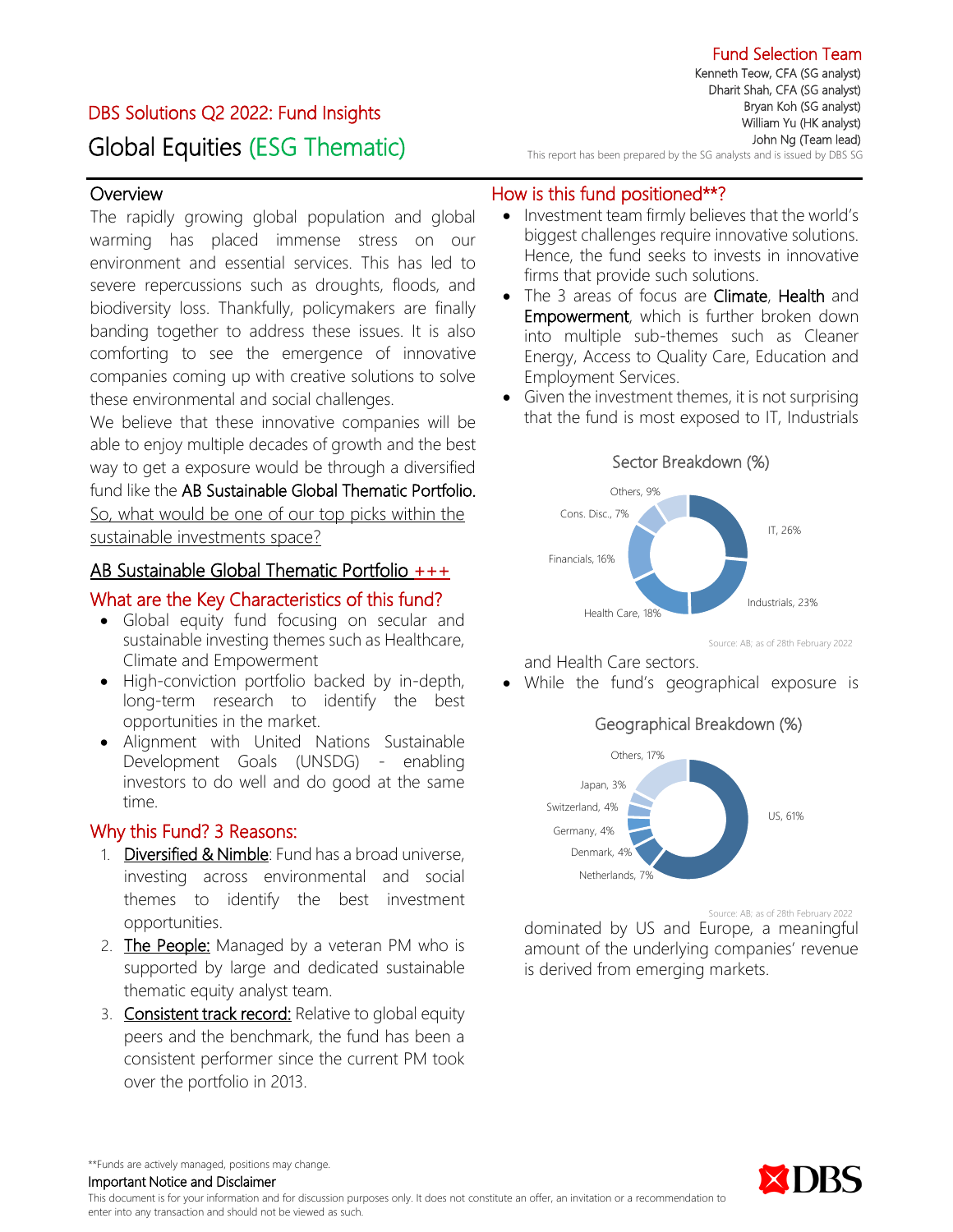Fund Selection Team

Kenneth Teow, CFA (SG analyst)
Dharit Shah, CFA (SG analyst)
Bryan Koh (SG analyst)
William Yu (HK analyst)
John Ng (Team lead)

This report has been prepared by the SG analysts and is issued by DBS SG

DBS Solutions Q2 2022: Fund Insights

# Global Equities (ESG Thematic)

## Overview

The rapidly growing global population and global warming has placed immense stress on our environment and essential services. This has led to severe repercussions such as droughts, floods, and biodiversity loss. Thankfully, policymakers are finally banding together to address these issues. It is also comforting to see the emergence of innovative companies coming up with creative solutions to solve these environmental and social challenges.

We believe that these innovative companies will be able to enjoy multiple decades of growth and the best way to get a exposure would be through a diversified fund like the **AB Sustainable Global Thematic Portfolio.** So, what would be one of our top picks within the sustainable investments space?

## AB Sustainable Global Thematic Portfolio +++

## What are the Key Characteristics of this fund?

- Global equity fund focusing on secular and sustainable investing themes such as Healthcare, Climate and Empowerment
- High-conviction portfolio backed by in-depth, long-term research to identify the best opportunities in the market.
- Alignment with United Nations Sustainable Development Goals (UNSDG) - enabling investors to do well and do good at the same time.

## Why this Fund? 3 Reasons:

1. Diversified & Nimble: Fund has a broad universe, investing across environmental and social themes to identify the best investment opportunities.
2. The People: Managed by a veteran PM who is supported by large and dedicated sustainable thematic equity analyst team.
3. Consistent track record: Relative to global equity peers and the benchmark, the fund has been a consistent performer since the current PM took over the portfolio in 2013.

## How is this fund positioned**?

- Investment team firmly believes that the world's biggest challenges require innovative solutions. Hence, the fund seeks to invests in innovative firms that provide such solutions.
- The 3 areas of focus are **Climate**, **Health** and **Empowerment**, which is further broken down into multiple sub-themes such as Cleaner Energy, Access to Quality Care, Education and Employment Services.
- Given the investment themes, it is not surprising that the fund is most exposed to IT, Industrials and Health Care sectors.

**Sector Breakdown (%)**

| Sector | % |
|---|---|
| IT | 26% |
| Industrials | 23% |
| Health Care | 18% |
| Financials | 16% |
| Cons. Disc. | 7% |
| Others | 9% |

Source: AB; as of 28th February 2022

- While the fund's geographical exposure is dominated by US and Europe, a meaningful amount of the underlying companies' revenue is derived from emerging markets.

**Geographical Breakdown (%)**

| Country | % |
|---|---|
| US | 61% |
| Netherlands | 7% |
| Denmark | 4% |
| Germany | 4% |
| Switzerland | 4% |
| Japan | 3% |
| Others | 17% |

Source: AB; as of 28th February 2022

**Funds are actively managed, positions may change.

**Important Notice and Disclaimer**

This document is for your information and for discussion purposes only. It does not constitute an offer, an invitation or a recommendation to enter into any transaction and should not be viewed as such.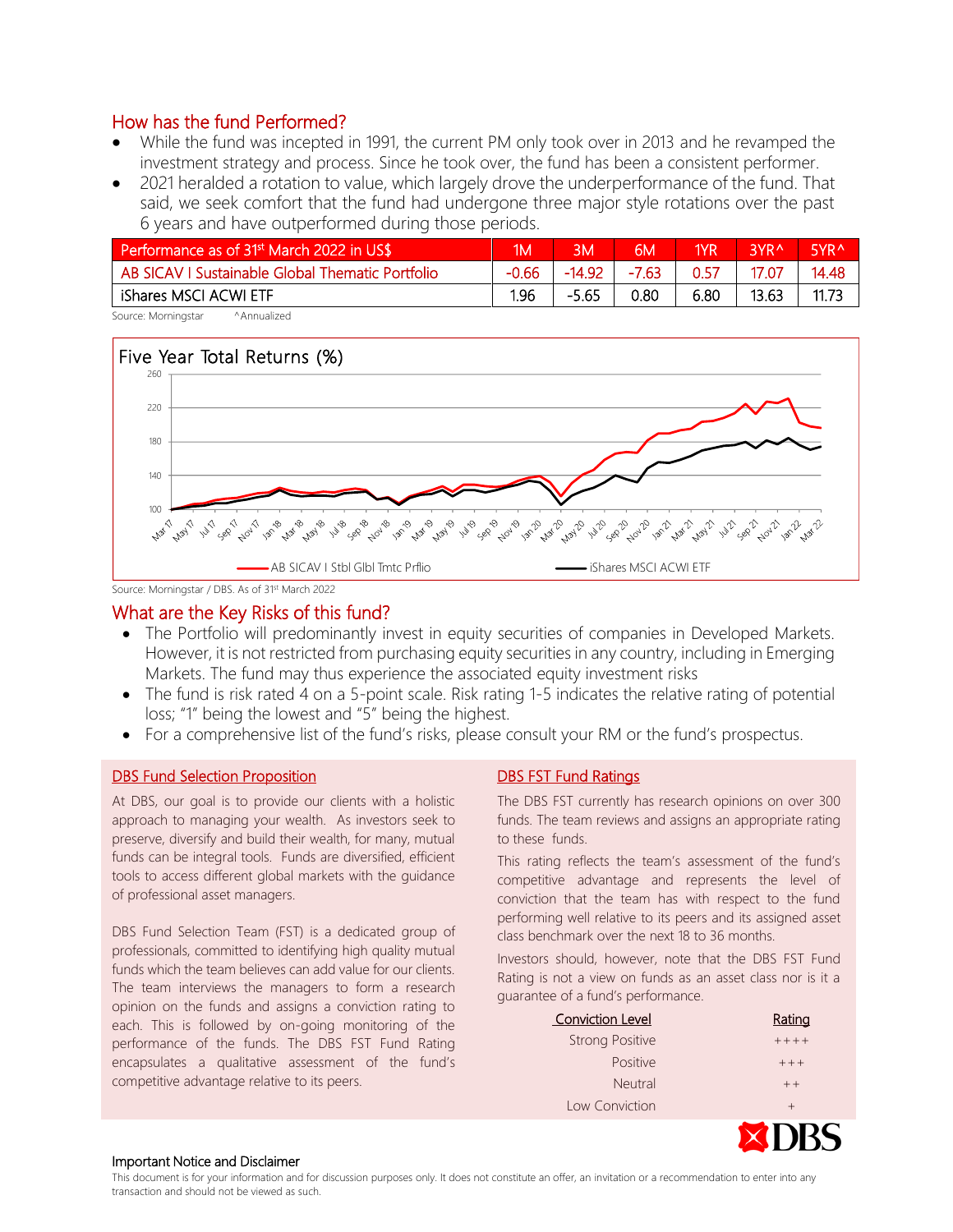## How has the fund Performed?

- While the fund was incepted in 1991, the current PM only took over in 2013 and he revamped the investment strategy and process. Since he took over, the fund has been a consistent performer.
- 2021 heralded a rotation to value, which largely drove the underperformance of the fund. That said, we seek comfort that the fund had undergone three major style rotations over the past 6 years and have outperformed during those periods.

| Performance as of 31st March 2022 in US$ | 1M | 3M | 6M | 1YR | 3YR^ | 5YR^ |
|---|---|---|---|---|---|---|
| AB SICAV I Sustainable Global Thematic Portfolio | -0.66 | -14.92 | -7.63 | 0.57 | 17.07 | 14.48 |
| iShares MSCI ACWI ETF | 1.96 | -5.65 | 0.80 | 6.80 | 13.63 | 11.73 |

Source: Morningstar ^Annualized

Five Year Total Returns (%)

Source: Morningstar / DBS. As of 31st March 2022

## What are the Key Risks of this fund?

- The Portfolio will predominantly invest in equity securities of companies in Developed Markets. However, it is not restricted from purchasing equity securities in any country, including in Emerging Markets. The fund may thus experience the associated equity investment risks
- The fund is risk rated 4 on a 5-point scale. Risk rating 1-5 indicates the relative rating of potential loss; "1" being the lowest and "5" being the highest.
- For a comprehensive list of the fund's risks, please consult your RM or the fund's prospectus.

### DBS Fund Selection Proposition

At DBS, our goal is to provide our clients with a holistic approach to managing your wealth. As investors seek to preserve, diversify and build their wealth, for many, mutual funds can be integral tools. Funds are diversified, efficient tools to access different global markets with the guidance of professional asset managers.

DBS Fund Selection Team (FST) is a dedicated group of professionals, committed to identifying high quality mutual funds which the team believes can add value for our clients. The team interviews the managers to form a research opinion on the funds and assigns a conviction rating to each. This is followed by on-going monitoring of the performance of the funds. The DBS FST Fund Rating encapsulates a qualitative assessment of the fund's competitive advantage relative to its peers.

### DBS FST Fund Ratings

The DBS FST currently has research opinions on over 300 funds. The team reviews and assigns an appropriate rating to these funds.

This rating reflects the team's assessment of the fund's competitive advantage and represents the level of conviction that the team has with respect to the fund performing well relative to its peers and its assigned asset class benchmark over the next 18 to 36 months.

Investors should, however, note that the DBS FST Fund Rating is not a view on funds as an asset class nor is it a guarantee of a fund's performance.

| Conviction Level | Rating |
|---|---|
| Strong Positive | ++++ |
| Positive | +++ |
| Neutral | ++ |
| Low Conviction | + |

**Important Notice and Disclaimer**

This document is for your information and for discussion purposes only. It does not constitute an offer, an invitation or a recommendation to enter into any transaction and should not be viewed as such.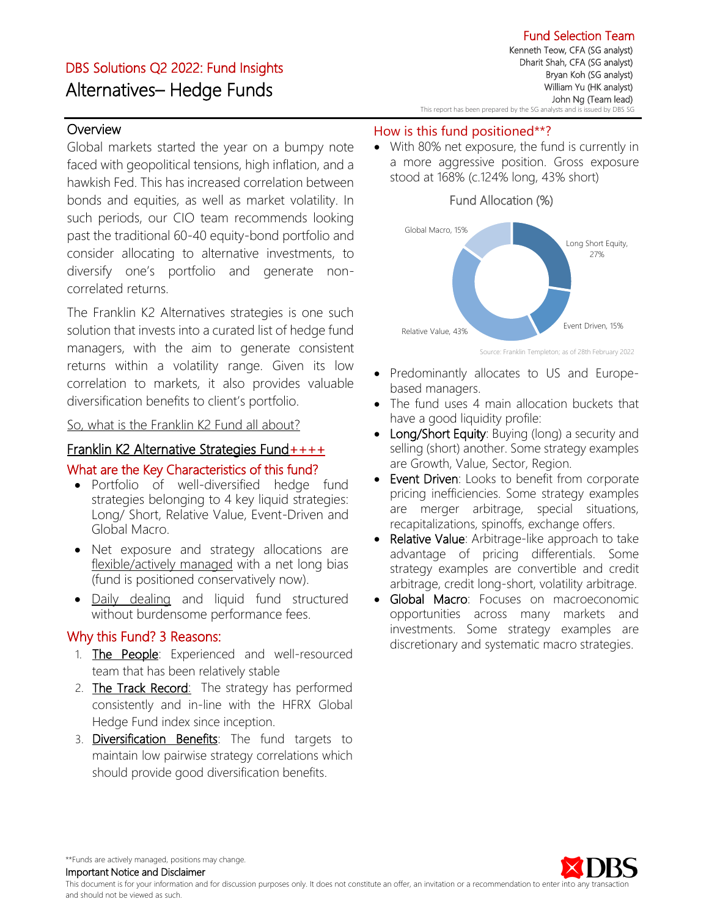DBS Solutions Q2 2022: Fund Insights

# Alternatives– Hedge Funds

**Fund Selection Team**
Kenneth Teow, CFA (SG analyst)
Dharit Shah, CFA (SG analyst)
Bryan Koh (SG analyst)
William Yu (HK analyst)
John Ng (Team lead)
This report has been prepared by the SG analysts and is issued by DBS SG

## Overview

Global markets started the year on a bumpy note faced with geopolitical tensions, high inflation, and a hawkish Fed. This has increased correlation between bonds and equities, as well as market volatility. In such periods, our CIO team recommends looking past the traditional 60-40 equity-bond portfolio and consider allocating to alternative investments, to diversify one's portfolio and generate non-correlated returns.

The Franklin K2 Alternatives strategies is one such solution that invests into a curated list of hedge fund managers, with the aim to generate consistent returns within a volatility range. Given its low correlation to markets, it also provides valuable diversification benefits to client's portfolio.

So, what is the Franklin K2 Fund all about?

## Franklin K2 Alternative Strategies Fund++++

### What are the Key Characteristics of this fund?

- Portfolio of well-diversified hedge fund strategies belonging to 4 key liquid strategies: Long/ Short, Relative Value, Event-Driven and Global Macro.
- Net exposure and strategy allocations are flexible/actively managed with a net long bias (fund is positioned conservatively now).
- Daily dealing and liquid fund structured without burdensome performance fees.

### Why this Fund? 3 Reasons:

1. **The People**: Experienced and well-resourced team that has been relatively stable
2. **The Track Record**: The strategy has performed consistently and in-line with the HFRX Global Hedge Fund index since inception.
3. **Diversification Benefits**: The fund targets to maintain low pairwise strategy correlations which should provide good diversification benefits.

### How is this fund positioned**?

- With 80% net exposure, the fund is currently in a more aggressive position. Gross exposure stood at 168% (c.124% long, 43% short)

**Fund Allocation (%)**

| Strategy | Allocation |
|---|---|
| Long Short Equity | 27% |
| Event Driven | 15% |
| Relative Value | 43% |
| Global Macro | 15% |

Source: Franklin Templeton; as of 28th February 2022

- Predominantly allocates to US and Europe-based managers.
- The fund uses 4 main allocation buckets that have a good liquidity profile:
- **Long/Short Equity**: Buying (long) a security and selling (short) another. Some strategy examples are Growth, Value, Sector, Region.
- **Event Driven**: Looks to benefit from corporate pricing inefficiencies. Some strategy examples are merger arbitrage, special situations, recapitalizations, spinoffs, exchange offers.
- **Relative Value**: Arbitrage-like approach to take advantage of pricing differentials. Some strategy examples are convertible and credit arbitrage, credit long-short, volatility arbitrage.
- **Global Macro**: Focuses on macroeconomic opportunities across many markets and investments. Some strategy examples are discretionary and systematic macro strategies.

**Funds are actively managed, positions may change.

**Important Notice and Disclaimer**
This document is for your information and for discussion purposes only. It does not constitute an offer, an invitation or a recommendation to enter into any transaction and should not be viewed as such.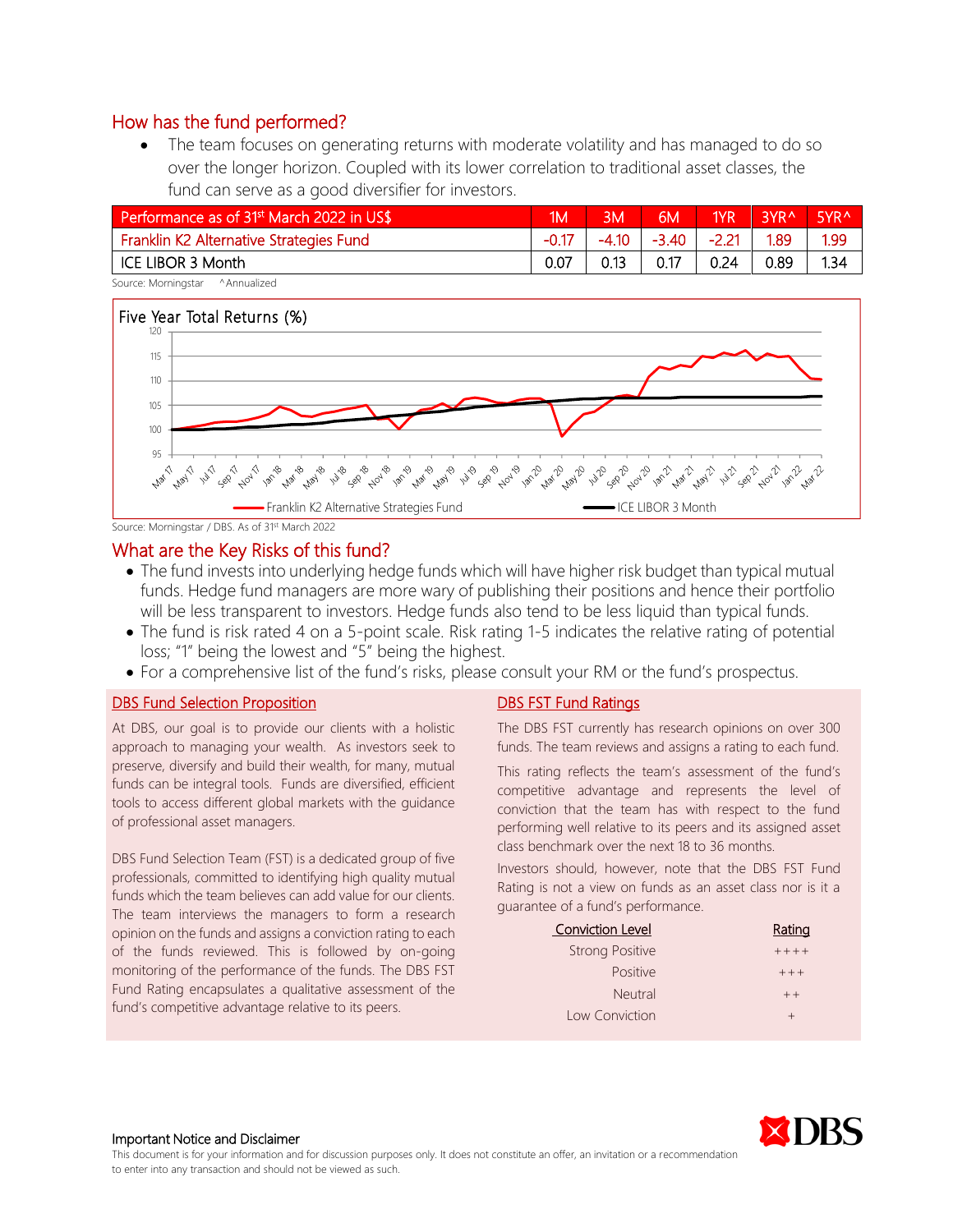## How has the fund performed?

- The team focuses on generating returns with moderate volatility and has managed to do so over the longer horizon. Coupled with its lower correlation to traditional asset classes, the fund can serve as a good diversifier for investors.

| Performance as of 31st March 2022 in US$ | 1M | 3M | 6M | 1YR | 3YR^ | 5YR^ |
|---|---|---|---|---|---|---|
| Franklin K2 Alternative Strategies Fund | -0.17 | -4.10 | -3.40 | -2.21 | 1.89 | 1.99 |
| ICE LIBOR 3 Month | 0.07 | 0.13 | 0.17 | 0.24 | 0.89 | 1.34 |

Source: Morningstar ^Annualized

Five Year Total Returns (%)

Source: Morningstar / DBS. As of 31st March 2022

## What are the Key Risks of this fund?

- The fund invests into underlying hedge funds which will have higher risk budget than typical mutual funds. Hedge fund managers are more wary of publishing their positions and hence their portfolio will be less transparent to investors. Hedge funds also tend to be less liquid than typical funds.
- The fund is risk rated 4 on a 5-point scale. Risk rating 1-5 indicates the relative rating of potential loss; "1" being the lowest and "5" being the highest.
- For a comprehensive list of the fund's risks, please consult your RM or the fund's prospectus.

### DBS Fund Selection Proposition

At DBS, our goal is to provide our clients with a holistic approach to managing your wealth. As investors seek to preserve, diversify and build their wealth, for many, mutual funds can be integral tools. Funds are diversified, efficient tools to access different global markets with the guidance of professional asset managers.

DBS Fund Selection Team (FST) is a dedicated group of five professionals, committed to identifying high quality mutual funds which the team believes can add value for our clients. The team interviews the managers to form a research opinion on the funds and assigns a conviction rating to each of the funds reviewed. This is followed by on-going monitoring of the performance of the funds. The DBS FST Fund Rating encapsulates a qualitative assessment of the fund's competitive advantage relative to its peers.

### DBS FST Fund Ratings

The DBS FST currently has research opinions on over 300 funds. The team reviews and assigns a rating to each fund.

This rating reflects the team's assessment of the fund's competitive advantage and represents the level of conviction that the team has with respect to the fund performing well relative to its peers and its assigned asset class benchmark over the next 18 to 36 months.

Investors should, however, note that the DBS FST Fund Rating is not a view on funds as an asset class nor is it a guarantee of a fund's performance.

| Conviction Level | Rating |
|---|---|
| Strong Positive | ++++ |
| Positive | +++ |
| Neutral | ++ |
| Low Conviction | + |

**Important Notice and Disclaimer**

This document is for your information and for discussion purposes only. It does not constitute an offer, an invitation or a recommendation to enter into any transaction and should not be viewed as such.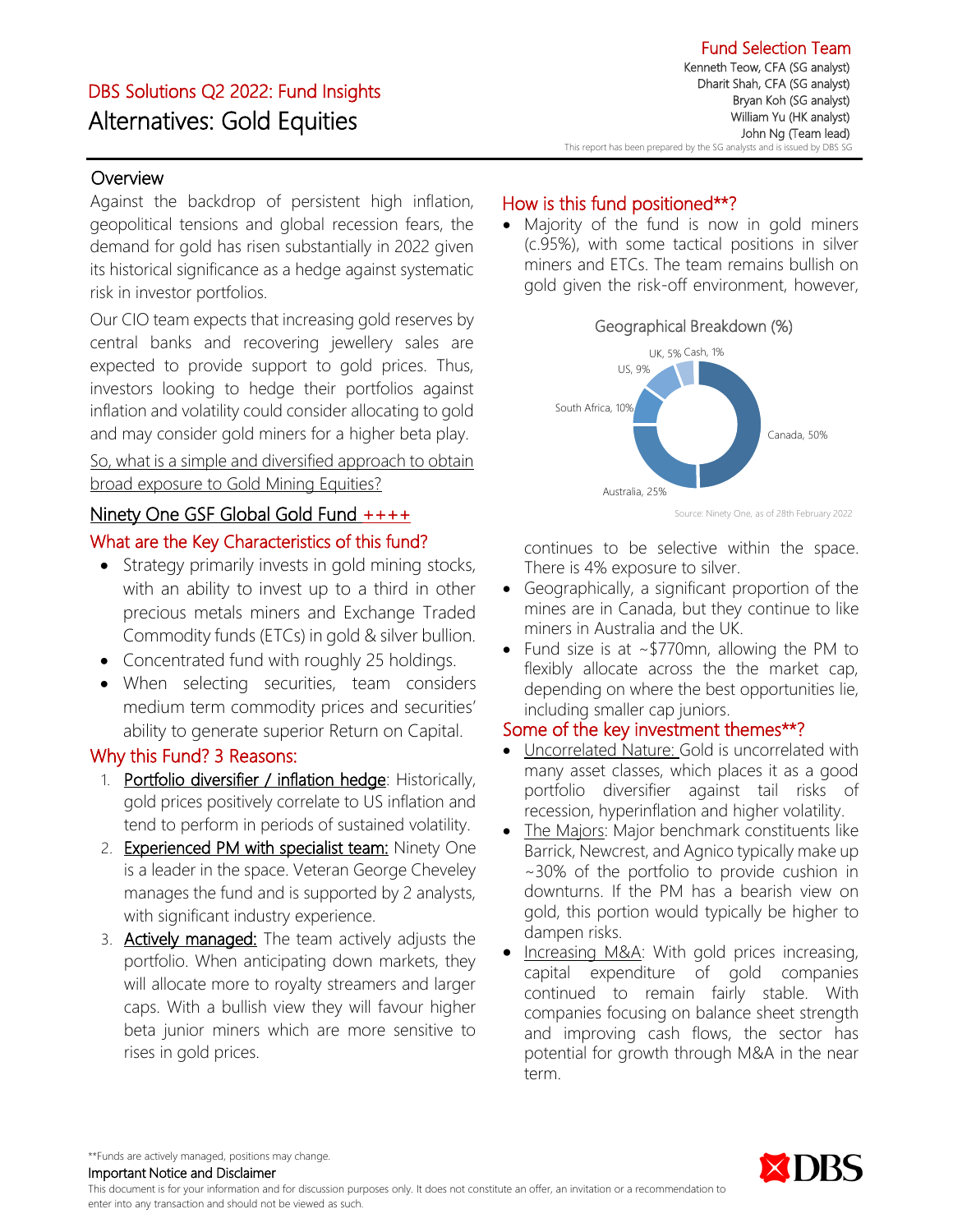DBS Solutions Q2 2022: Fund Insights

# Alternatives: Gold Equities

Fund Selection Team
Kenneth Teow, CFA (SG analyst)
Dharit Shah, CFA (SG analyst)
Bryan Koh (SG analyst)
William Yu (HK analyst)
John Ng (Team lead)
This report has been prepared by the SG analysts and is issued by DBS SG

## Overview

Against the backdrop of persistent high inflation, geopolitical tensions and global recession fears, the demand for gold has risen substantially in 2022 given its historical significance as a hedge against systematic risk in investor portfolios.

Our CIO team expects that increasing gold reserves by central banks and recovering jewellery sales are expected to provide support to gold prices. Thus, investors looking to hedge their portfolios against inflation and volatility could consider allocating to gold and may consider gold miners for a higher beta play.

So, what is a simple and diversified approach to obtain broad exposure to Gold Mining Equities?

## Ninety One GSF Global Gold Fund ++++

### What are the Key Characteristics of this fund?

- Strategy primarily invests in gold mining stocks, with an ability to invest up to a third in other precious metals miners and Exchange Traded Commodity funds (ETCs) in gold & silver bullion.
- Concentrated fund with roughly 25 holdings.
- When selecting securities, team considers medium term commodity prices and securities' ability to generate superior Return on Capital.

### Why this Fund? 3 Reasons:

1. Portfolio diversifier / inflation hedge: Historically, gold prices positively correlate to US inflation and tend to perform in periods of sustained volatility.
2. Experienced PM with specialist team: Ninety One is a leader in the space. Veteran George Cheveley manages the fund and is supported by 2 analysts, with significant industry experience.
3. Actively managed: The team actively adjusts the portfolio. When anticipating down markets, they will allocate more to royalty streamers and larger caps. With a bullish view they will favour higher beta junior miners which are more sensitive to rises in gold prices.

### How is this fund positioned**?

- Majority of the fund is now in gold miners (c.95%), with some tactical positions in silver miners and ETCs. The team remains bullish on gold given the risk-off environment, however, continues to be selective within the space. There is 4% exposure to silver.
- Geographically, a significant proportion of the mines are in Canada, but they continue to like miners in Australia and the UK.
- Fund size is at ~$770mn, allowing the PM to flexibly allocate across the the market cap, depending on where the best opportunities lie, including smaller cap juniors.

Geographical Breakdown (%)

| Region | % |
|---|---|
| Canada | 50% |
| Australia | 25% |
| South Africa | 10% |
| US | 9% |
| UK | 5% |
| Cash | 1% |

Source: Ninety One, as of 28th February 2022

### Some of the key investment themes**?

- Uncorrelated Nature: Gold is uncorrelated with many asset classes, which places it as a good portfolio diversifier against tail risks of recession, hyperinflation and higher volatility.
- The Majors: Major benchmark constituents like Barrick, Newcrest, and Agnico typically make up ~30% of the portfolio to provide cushion in downturns. If the PM has a bearish view on gold, this portion would typically be higher to dampen risks.
- Increasing M&A: With gold prices increasing, capital expenditure of gold companies continued to remain fairly stable. With companies focusing on balance sheet strength and improving cash flows, the sector has potential for growth through M&A in the near term.

**Funds are actively managed, positions may change.

Important Notice and Disclaimer
This document is for your information and for discussion purposes only. It does not constitute an offer, an invitation or a recommendation to enter into any transaction and should not be viewed as such.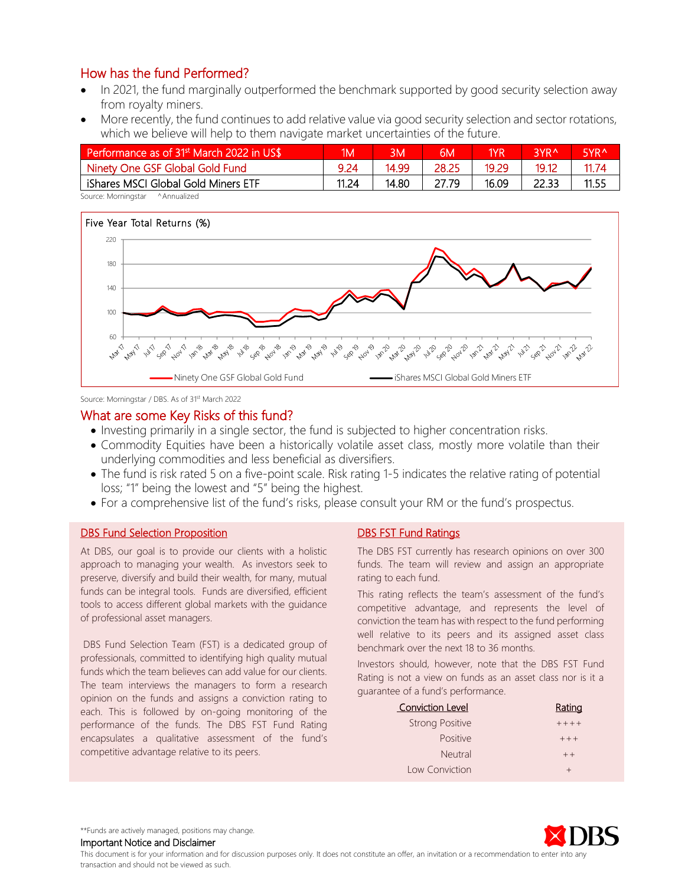## How has the fund Performed?

- In 2021, the fund marginally outperformed the benchmark supported by good security selection away from royalty miners.
- More recently, the fund continues to add relative value via good security selection and sector rotations, which we believe will help to them navigate market uncertainties of the future.

| Performance as of 31st March 2022 in US$ | 1M | 3M | 6M | 1YR | 3YR^ | 5YR^ |
|---|---|---|---|---|---|---|
| Ninety One GSF Global Gold Fund | 9.24 | 14.99 | 28.25 | 19.29 | 19.12 | 11.74 |
| iShares MSCI Global Gold Miners ETF | 11.24 | 14.80 | 27.79 | 16.09 | 22.33 | 11.55 |

Source: Morningstar ^Annualized

Five Year Total Returns (%)

Ninety One GSF Global Gold Fund — iShares MSCI Global Gold Miners ETF

Source: Morningstar / DBS. As of 31st March 2022

## What are some Key Risks of this fund?

- Investing primarily in a single sector, the fund is subjected to higher concentration risks.
- Commodity Equities have been a historically volatile asset class, mostly more volatile than their underlying commodities and less beneficial as diversifiers.
- The fund is risk rated 5 on a five-point scale. Risk rating 1-5 indicates the relative rating of potential loss; "1" being the lowest and "5" being the highest.
- For a comprehensive list of the fund's risks, please consult your RM or the fund's prospectus.

### DBS Fund Selection Proposition

At DBS, our goal is to provide our clients with a holistic approach to managing your wealth. As investors seek to preserve, diversify and build their wealth, for many, mutual funds can be integral tools. Funds are diversified, efficient tools to access different global markets with the guidance of professional asset managers.

DBS Fund Selection Team (FST) is a dedicated group of professionals, committed to identifying high quality mutual funds which the team believes can add value for our clients. The team interviews the managers to form a research opinion on the funds and assigns a conviction rating to each. This is followed by on-going monitoring of the performance of the funds. The DBS FST Fund Rating encapsulates a qualitative assessment of the fund's competitive advantage relative to its peers.

### DBS FST Fund Ratings

The DBS FST currently has research opinions on over 300 funds. The team will review and assign an appropriate rating to each fund.

This rating reflects the team's assessment of the fund's competitive advantage, and represents the level of conviction the team has with respect to the fund performing well relative to its peers and its assigned asset class benchmark over the next 18 to 36 months.

Investors should, however, note that the DBS FST Fund Rating is not a view on funds as an asset class nor is it a guarantee of a fund's performance.

| Conviction Level | Rating |
|---|---|
| Strong Positive | ++++ |
| Positive | +++ |
| Neutral | ++ |
| Low Conviction | + |

**Funds are actively managed, positions may change.

Important Notice and Disclaimer

This document is for your information and for discussion purposes only. It does not constitute an offer, an invitation or a recommendation to enter into any transaction and should not be viewed as such.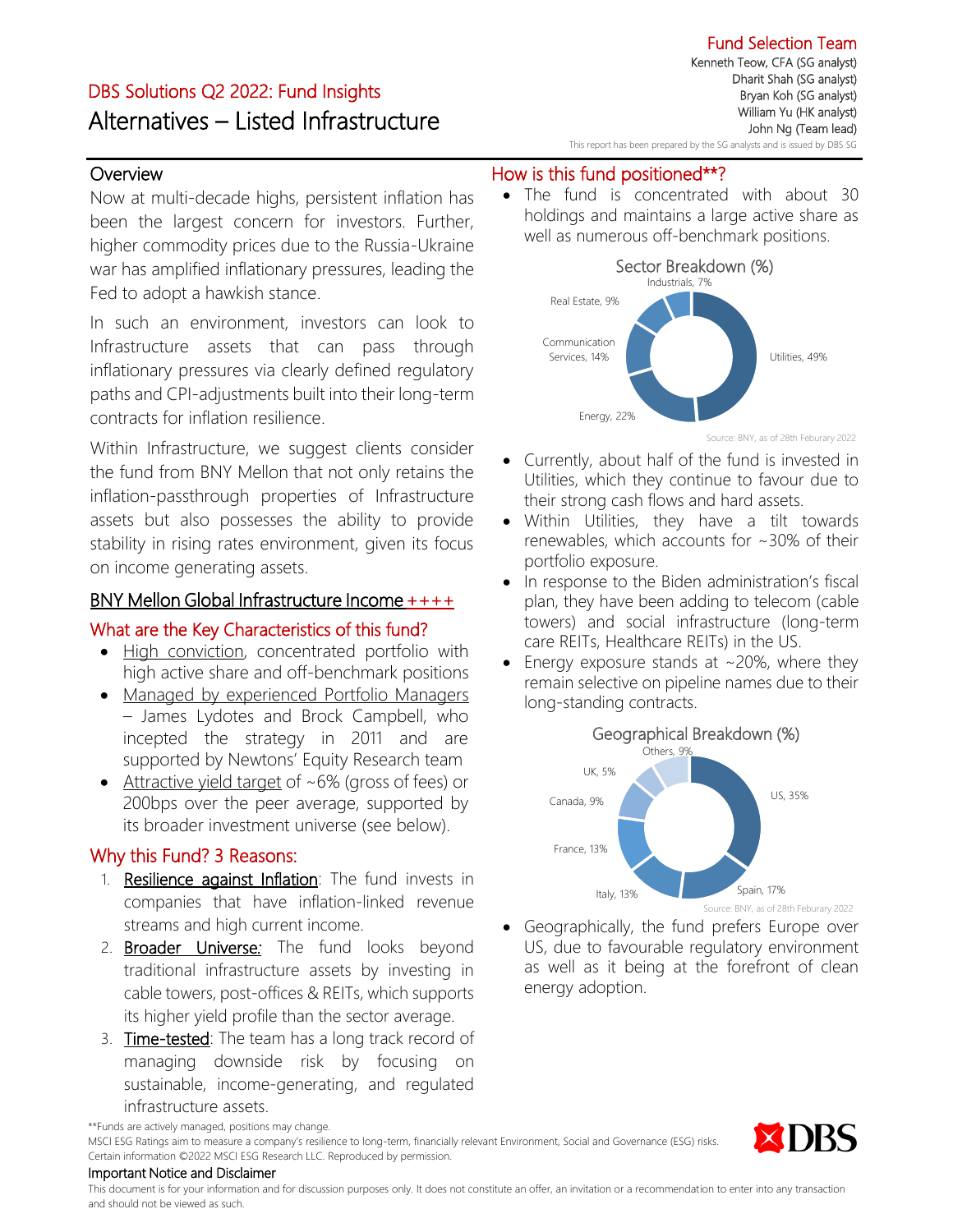Fund Selection Team

Kenneth Teow, CFA (SG analyst)
Dharit Shah (SG analyst)
Bryan Koh (SG analyst)
William Yu (HK analyst)
John Ng (Team lead)

This report has been prepared by the SG analysts and is issued by DBS SG

DBS Solutions Q2 2022: Fund Insights

# Alternatives – Listed Infrastructure

## Overview

Now at multi-decade highs, persistent inflation has been the largest concern for investors. Further, higher commodity prices due to the Russia-Ukraine war has amplified inflationary pressures, leading the Fed to adopt a hawkish stance.

In such an environment, investors can look to Infrastructure assets that can pass through inflationary pressures via clearly defined regulatory paths and CPI-adjustments built into their long-term contracts for inflation resilience.

Within Infrastructure, we suggest clients consider the fund from BNY Mellon that not only retains the inflation-passthrough properties of Infrastructure assets but also possesses the ability to provide stability in rising rates environment, given its focus on income generating assets.

## BNY Mellon Global Infrastructure Income ++++

### What are the Key Characteristics of this fund?

- High conviction, concentrated portfolio with high active share and off-benchmark positions
- Managed by experienced Portfolio Managers – James Lydotes and Brock Campbell, who incepted the strategy in 2011 and are supported by Newtons' Equity Research team
- Attractive yield target of ~6% (gross of fees) or 200bps over the peer average, supported by its broader investment universe (see below).

### Why this Fund? 3 Reasons:

1. **Resilience against Inflation**: The fund invests in companies that have inflation-linked revenue streams and high current income.
2. **Broader Universe:** The fund looks beyond traditional infrastructure assets by investing in cable towers, post-offices & REITs, which supports its higher yield profile than the sector average.
3. **Time-tested**: The team has a long track record of managing downside risk by focusing on sustainable, income-generating, and regulated infrastructure assets.

### How is this fund positioned**?

- The fund is concentrated with about 30 holdings and maintains a large active share as well as numerous off-benchmark positions.

**Sector Breakdown (%)**

| Sector | % |
|---|---|
| Utilities | 49% |
| Energy | 22% |
| Communication Services | 14% |
| Real Estate | 9% |
| Industrials | 7% |

Source: BNY, as of 28th Feburary 2022

- Currently, about half of the fund is invested in Utilities, which they continue to favour due to their strong cash flows and hard assets.
- Within Utilities, they have a tilt towards renewables, which accounts for ~30% of their portfolio exposure.
- In response to the Biden administration's fiscal plan, they have been adding to telecom (cable towers) and social infrastructure (long-term care REITs, Healthcare REITs) in the US.
- Energy exposure stands at ~20%, where they remain selective on pipeline names due to their long-standing contracts.

**Geographical Breakdown (%)**

| Country | % |
|---|---|
| US | 35% |
| Spain | 17% |
| Italy | 13% |
| France | 13% |
| Canada | 9% |
| UK | 5% |
| Others | 9% |

Source: BNY, as of 28th Feburary 2022

- Geographically, the fund prefers Europe over US, due to favourable regulatory environment as well as it being at the forefront of clean energy adoption.

**Funds are actively managed, positions may change.

MSCI ESG Ratings aim to measure a company's resilience to long-term, financially relevant Environment, Social and Governance (ESG) risks. Certain information ©2022 MSCI ESG Research LLC. Reproduced by permission.

**Important Notice and Disclaimer**

This document is for your information and for discussion purposes only. It does not constitute an offer, an invitation or a recommendation to enter into any transaction and should not be viewed as such.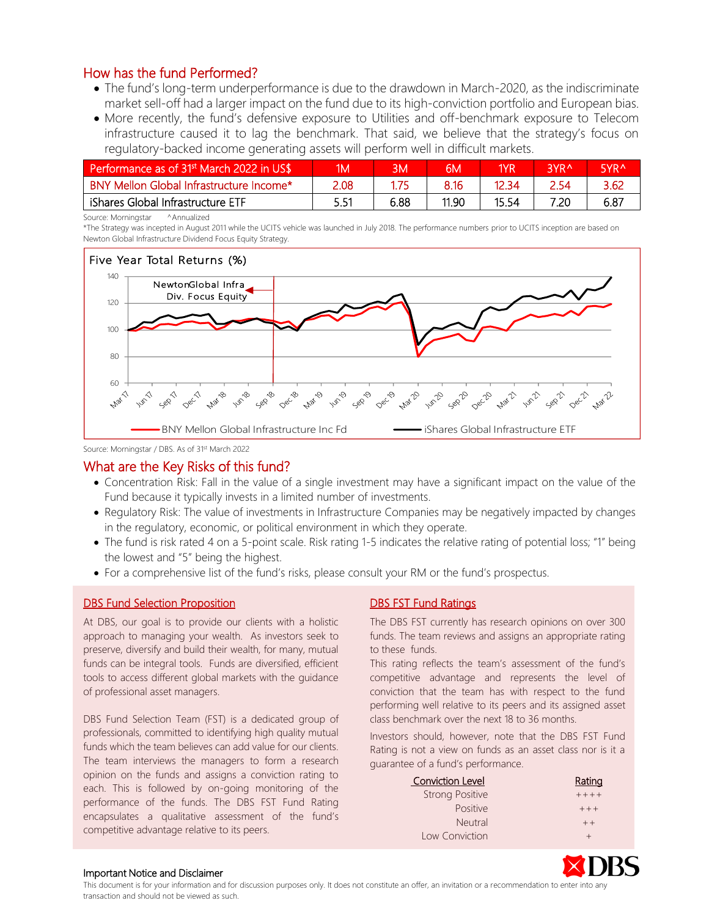## How has the fund Performed?

- The fund's long-term underperformance is due to the drawdown in March-2020, as the indiscriminate market sell-off had a larger impact on the fund due to its high-conviction portfolio and European bias.
- More recently, the fund's defensive exposure to Utilities and off-benchmark exposure to Telecom infrastructure caused it to lag the benchmark. That said, we believe that the strategy's focus on regulatory-backed income generating assets will perform well in difficult markets.

| Performance as of 31st March 2022 in US$ | 1M | 3M | 6M | 1YR | 3YR^ | 5YR^ |
|---|---|---|---|---|---|---|
| BNY Mellon Global Infrastructure Income* | 2.08 | 1.75 | 8.16 | 12.34 | 2.54 | 3.62 |
| iShares Global Infrastructure ETF | 5.51 | 6.88 | 11.90 | 15.54 | 7.20 | 6.87 |

Source: Morningstar ^Annualized

*The Strategy was incepted in August 2011 while the UCITS vehicle was launched in July 2018. The performance numbers prior to UCITS inception are based on Newton Global Infrastructure Dividend Focus Equity Strategy.

Five Year Total Returns (%)

Source: Morningstar / DBS. As of 31st March 2022

## What are the Key Risks of this fund?

- Concentration Risk: Fall in the value of a single investment may have a significant impact on the value of the Fund because it typically invests in a limited number of investments.
- Regulatory Risk: The value of investments in Infrastructure Companies may be negatively impacted by changes in the regulatory, economic, or political environment in which they operate.
- The fund is risk rated 4 on a 5-point scale. Risk rating 1-5 indicates the relative rating of potential loss; "1" being the lowest and "5" being the highest.
- For a comprehensive list of the fund's risks, please consult your RM or the fund's prospectus.

### DBS Fund Selection Proposition

At DBS, our goal is to provide our clients with a holistic approach to managing your wealth. As investors seek to preserve, diversify and build their wealth, for many, mutual funds can be integral tools. Funds are diversified, efficient tools to access different global markets with the guidance of professional asset managers.

DBS Fund Selection Team (FST) is a dedicated group of professionals, committed to identifying high quality mutual funds which the team believes can add value for our clients. The team interviews the managers to form a research opinion on the funds and assigns a conviction rating to each. This is followed by on-going monitoring of the performance of the funds. The DBS FST Fund Rating encapsulates a qualitative assessment of the fund's competitive advantage relative to its peers.

### DBS FST Fund Ratings

The DBS FST currently has research opinions on over 300 funds. The team reviews and assigns an appropriate rating to these funds.

This rating reflects the team's assessment of the fund's competitive advantage and represents the level of conviction that the team has with respect to the fund performing well relative to its peers and its assigned asset class benchmark over the next 18 to 36 months.

Investors should, however, note that the DBS FST Fund Rating is not a view on funds as an asset class nor is it a guarantee of a fund's performance.

| Conviction Level | Rating |
|---|---|
| Strong Positive | ++++ |
| Positive | +++ |
| Neutral | ++ |
| Low Conviction | + |

**Important Notice and Disclaimer**

This document is for your information and for discussion purposes only. It does not constitute an offer, an invitation or a recommendation to enter into any transaction and should not be viewed as such.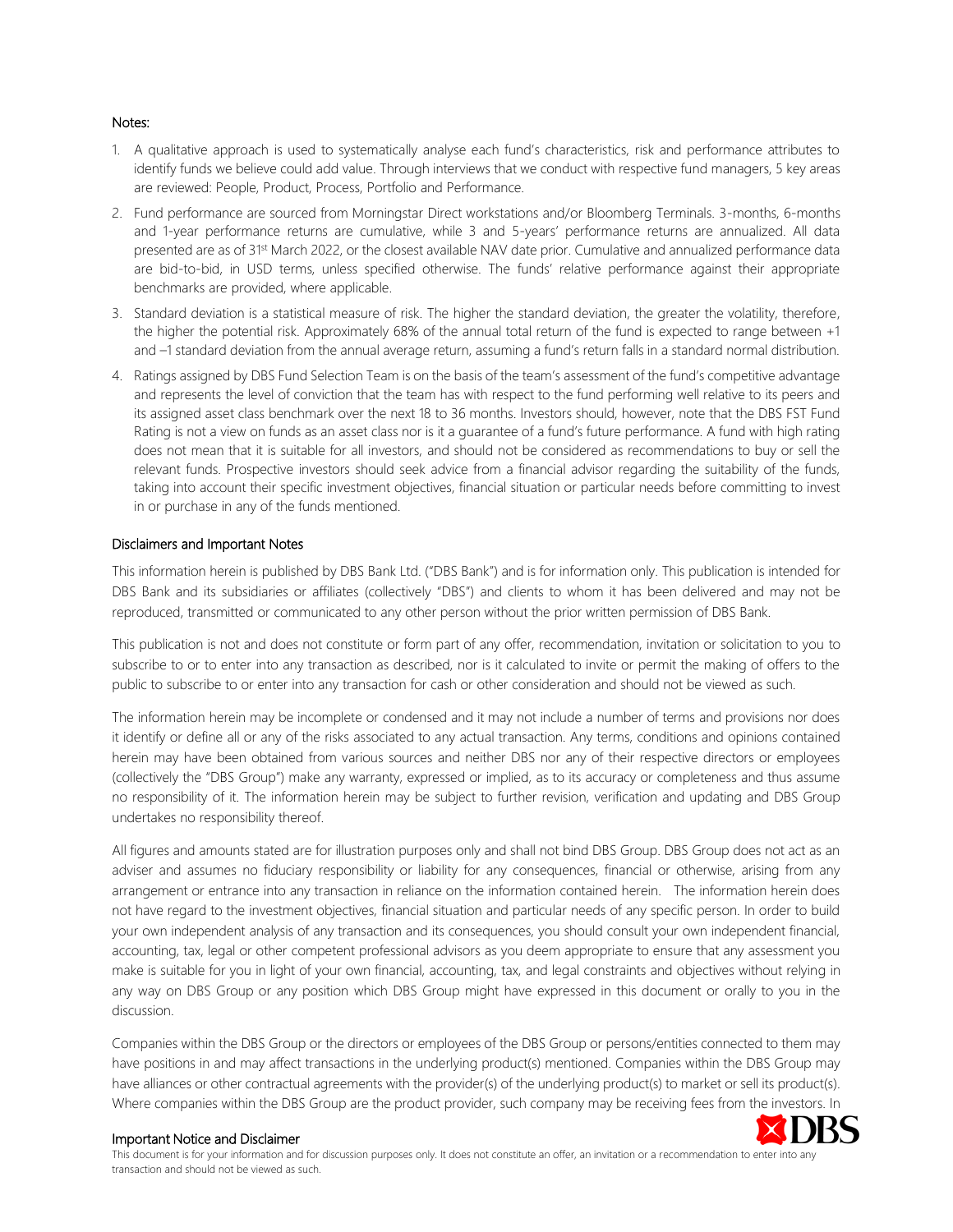Notes:

1. A qualitative approach is used to systematically analyse each fund's characteristics, risk and performance attributes to identify funds we believe could add value. Through interviews that we conduct with respective fund managers, 5 key areas are reviewed: People, Product, Process, Portfolio and Performance.
2. Fund performance are sourced from Morningstar Direct workstations and/or Bloomberg Terminals. 3-months, 6-months and 1-year performance returns are cumulative, while 3 and 5-years' performance returns are annualized. All data presented are as of 31st March 2022, or the closest available NAV date prior. Cumulative and annualized performance data are bid-to-bid, in USD terms, unless specified otherwise. The funds' relative performance against their appropriate benchmarks are provided, where applicable.
3. Standard deviation is a statistical measure of risk. The higher the standard deviation, the greater the volatility, therefore, the higher the potential risk. Approximately 68% of the annual total return of the fund is expected to range between +1 and –1 standard deviation from the annual average return, assuming a fund's return falls in a standard normal distribution.
4. Ratings assigned by DBS Fund Selection Team is on the basis of the team's assessment of the fund's competitive advantage and represents the level of conviction that the team has with respect to the fund performing well relative to its peers and its assigned asset class benchmark over the next 18 to 36 months. Investors should, however, note that the DBS FST Fund Rating is not a view on funds as an asset class nor is it a guarantee of a fund's future performance. A fund with high rating does not mean that it is suitable for all investors, and should not be considered as recommendations to buy or sell the relevant funds. Prospective investors should seek advice from a financial advisor regarding the suitability of the funds, taking into account their specific investment objectives, financial situation or particular needs before committing to invest in or purchase in any of the funds mentioned.

## Disclaimers and Important Notes

This information herein is published by DBS Bank Ltd. ("DBS Bank") and is for information only. This publication is intended for DBS Bank and its subsidiaries or affiliates (collectively "DBS") and clients to whom it has been delivered and may not be reproduced, transmitted or communicated to any other person without the prior written permission of DBS Bank.

This publication is not and does not constitute or form part of any offer, recommendation, invitation or solicitation to you to subscribe to or to enter into any transaction as described, nor is it calculated to invite or permit the making of offers to the public to subscribe to or enter into any transaction for cash or other consideration and should not be viewed as such.

The information herein may be incomplete or condensed and it may not include a number of terms and provisions nor does it identify or define all or any of the risks associated to any actual transaction. Any terms, conditions and opinions contained herein may have been obtained from various sources and neither DBS nor any of their respective directors or employees (collectively the "DBS Group") make any warranty, expressed or implied, as to its accuracy or completeness and thus assume no responsibility of it. The information herein may be subject to further revision, verification and updating and DBS Group undertakes no responsibility thereof.

All figures and amounts stated are for illustration purposes only and shall not bind DBS Group. DBS Group does not act as an adviser and assumes no fiduciary responsibility or liability for any consequences, financial or otherwise, arising from any arrangement or entrance into any transaction in reliance on the information contained herein. The information herein does not have regard to the investment objectives, financial situation and particular needs of any specific person. In order to build your own independent analysis of any transaction and its consequences, you should consult your own independent financial, accounting, tax, legal or other competent professional advisors as you deem appropriate to ensure that any assessment you make is suitable for you in light of your own financial, accounting, tax, and legal constraints and objectives without relying in any way on DBS Group or any position which DBS Group might have expressed in this document or orally to you in the discussion.

Companies within the DBS Group or the directors or employees of the DBS Group or persons/entities connected to them may have positions in and may affect transactions in the underlying product(s) mentioned. Companies within the DBS Group may have alliances or other contractual agreements with the provider(s) of the underlying product(s) to market or sell its product(s). Where companies within the DBS Group are the product provider, such company may be receiving fees from the investors. In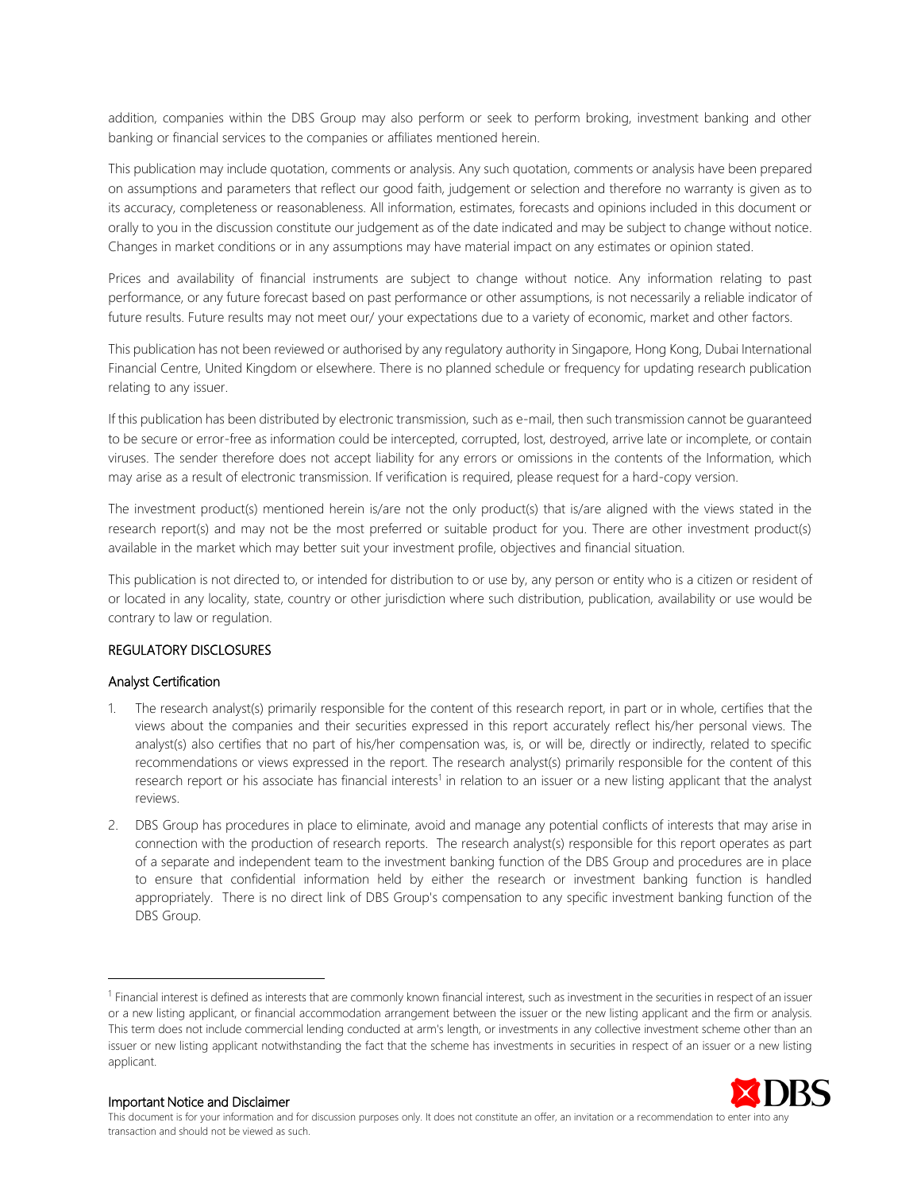addition, companies within the DBS Group may also perform or seek to perform broking, investment banking and other banking or financial services to the companies or affiliates mentioned herein.

This publication may include quotation, comments or analysis. Any such quotation, comments or analysis have been prepared on assumptions and parameters that reflect our good faith, judgement or selection and therefore no warranty is given as to its accuracy, completeness or reasonableness. All information, estimates, forecasts and opinions included in this document or orally to you in the discussion constitute our judgement as of the date indicated and may be subject to change without notice. Changes in market conditions or in any assumptions may have material impact on any estimates or opinion stated.

Prices and availability of financial instruments are subject to change without notice. Any information relating to past performance, or any future forecast based on past performance or other assumptions, is not necessarily a reliable indicator of future results. Future results may not meet our/ your expectations due to a variety of economic, market and other factors.

This publication has not been reviewed or authorised by any regulatory authority in Singapore, Hong Kong, Dubai International Financial Centre, United Kingdom or elsewhere. There is no planned schedule or frequency for updating research publication relating to any issuer.

If this publication has been distributed by electronic transmission, such as e-mail, then such transmission cannot be guaranteed to be secure or error-free as information could be intercepted, corrupted, lost, destroyed, arrive late or incomplete, or contain viruses. The sender therefore does not accept liability for any errors or omissions in the contents of the Information, which may arise as a result of electronic transmission. If verification is required, please request for a hard-copy version.

The investment product(s) mentioned herein is/are not the only product(s) that is/are aligned with the views stated in the research report(s) and may not be the most preferred or suitable product for you. There are other investment product(s) available in the market which may better suit your investment profile, objectives and financial situation.

This publication is not directed to, or intended for distribution to or use by, any person or entity who is a citizen or resident of or located in any locality, state, country or other jurisdiction where such distribution, publication, availability or use would be contrary to law or regulation.

## REGULATORY DISCLOSURES

### Analyst Certification

1. The research analyst(s) primarily responsible for the content of this research report, in part or in whole, certifies that the views about the companies and their securities expressed in this report accurately reflect his/her personal views. The analyst(s) also certifies that no part of his/her compensation was, is, or will be, directly or indirectly, related to specific recommendations or views expressed in the report. The research analyst(s) primarily responsible for the content of this research report or his associate has financial interests[1] in relation to an issuer or a new listing applicant that the analyst reviews.

2. DBS Group has procedures in place to eliminate, avoid and manage any potential conflicts of interests that may arise in connection with the production of research reports. The research analyst(s) responsible for this report operates as part of a separate and independent team to the investment banking function of the DBS Group and procedures are in place to ensure that confidential information held by either the research or investment banking function is handled appropriately. There is no direct link of DBS Group's compensation to any specific investment banking function of the DBS Group.

[1] Financial interest is defined as interests that are commonly known financial interest, such as investment in the securities in respect of an issuer or a new listing applicant, or financial accommodation arrangement between the issuer or the new listing applicant and the firm or analysis. This term does not include commercial lending conducted at arm's length, or investments in any collective investment scheme other than an issuer or new listing applicant notwithstanding the fact that the scheme has investments in securities in respect of an issuer or a new listing applicant.

**Important Notice and Disclaimer**

This document is for your information and for discussion purposes only. It does not constitute an offer, an invitation or a recommendation to enter into any transaction and should not be viewed as such.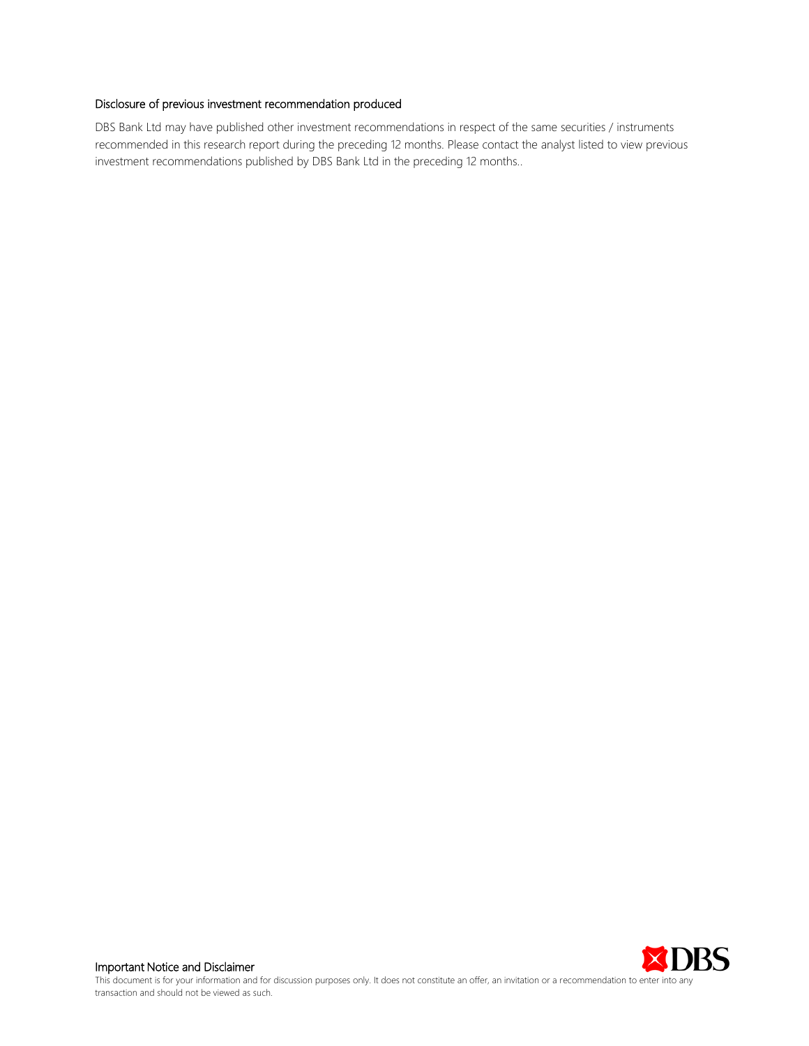### Disclosure of previous investment recommendation produced

DBS Bank Ltd may have published other investment recommendations in respect of the same securities / instruments recommended in this research report during the preceding 12 months. Please contact the analyst listed to view previous investment recommendations published by DBS Bank Ltd in the preceding 12 months..

### Important Notice and Disclaimer

This document is for your information and for discussion purposes only. It does not constitute an offer, an invitation or a recommendation to enter into any transaction and should not be viewed as such.